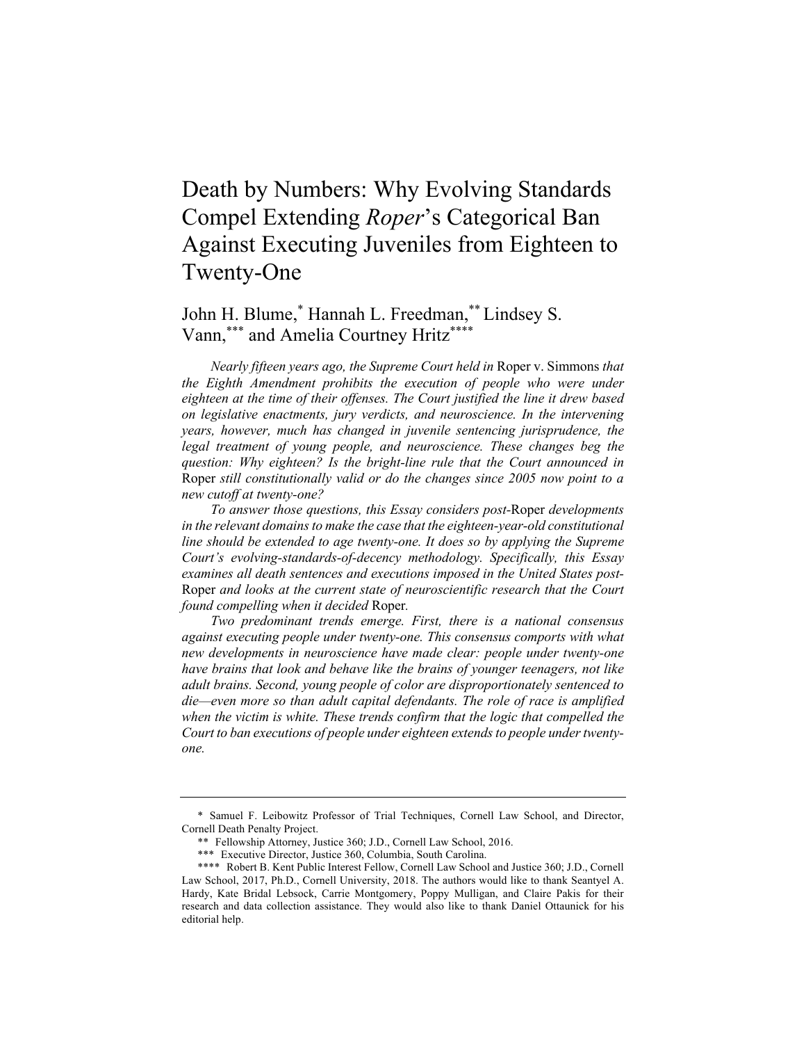# Death by Numbers: Why Evolving Standards Compel Extending *Roper*'s Categorical Ban Against Executing Juveniles from Eighteen to Twenty-One

John H. Blume,* Hannah L. Freedman,** Lindsey S. Vann,*** and Amelia Courtney Hritz****

*Nearly fifteen years ago, the Supreme Court held in* Roper v. Simmons *that the Eighth Amendment prohibits the execution of people who were under eighteen at the time of their offenses. The Court justified the line it drew based on legislative enactments, jury verdicts, and neuroscience. In the intervening years, however, much has changed in juvenile sentencing jurisprudence, the legal treatment of young people, and neuroscience. These changes beg the question: Why eighteen? Is the bright-line rule that the Court announced in* Roper *still constitutionally valid or do the changes since 2005 now point to a new cutoff at twenty-one?*

*To answer those questions, this Essay considers post-*Roper *developments in the relevant domains to make the case that the eighteen-year-old constitutional line should be extended to age twenty-one. It does so by applying the Supreme Court's evolving-standards-of-decency methodology. Specifically, this Essay examines all death sentences and executions imposed in the United States post-*Roper *and looks at the current state of neuroscientific research that the Court found compelling when it decided* Roper.

*Two predominant trends emerge. First, there is a national consensus against executing people under twenty-one. This consensus comports with what new developments in neuroscience have made clear: people under twenty-one have brains that look and behave like the brains of younger teenagers, not like adult brains. Second, young people of color are disproportionately sentenced to die—even more so than adult capital defendants. The role of race is amplified when the victim is white. These trends confirm that the logic that compelled the Court to ban executions of people under eighteen extends to people under twenty-one.*

---

\* Samuel F. Leibowitz Professor of Trial Techniques, Cornell Law School, and Director, Cornell Death Penalty Project.

\*\* Fellowship Attorney, Justice 360; J.D., Cornell Law School, 2016.

\*\*\* Executive Director, Justice 360, Columbia, South Carolina.

\*\*\*\* Robert B. Kent Public Interest Fellow, Cornell Law School and Justice 360; J.D., Cornell Law School, 2017, Ph.D., Cornell University, 2018. The authors would like to thank Seantyel A. Hardy, Kate Bridal Lebsock, Carrie Montgomery, Poppy Mulligan, and Claire Pakis for their research and data collection assistance. They would also like to thank Daniel Ottaunick for his editorial help.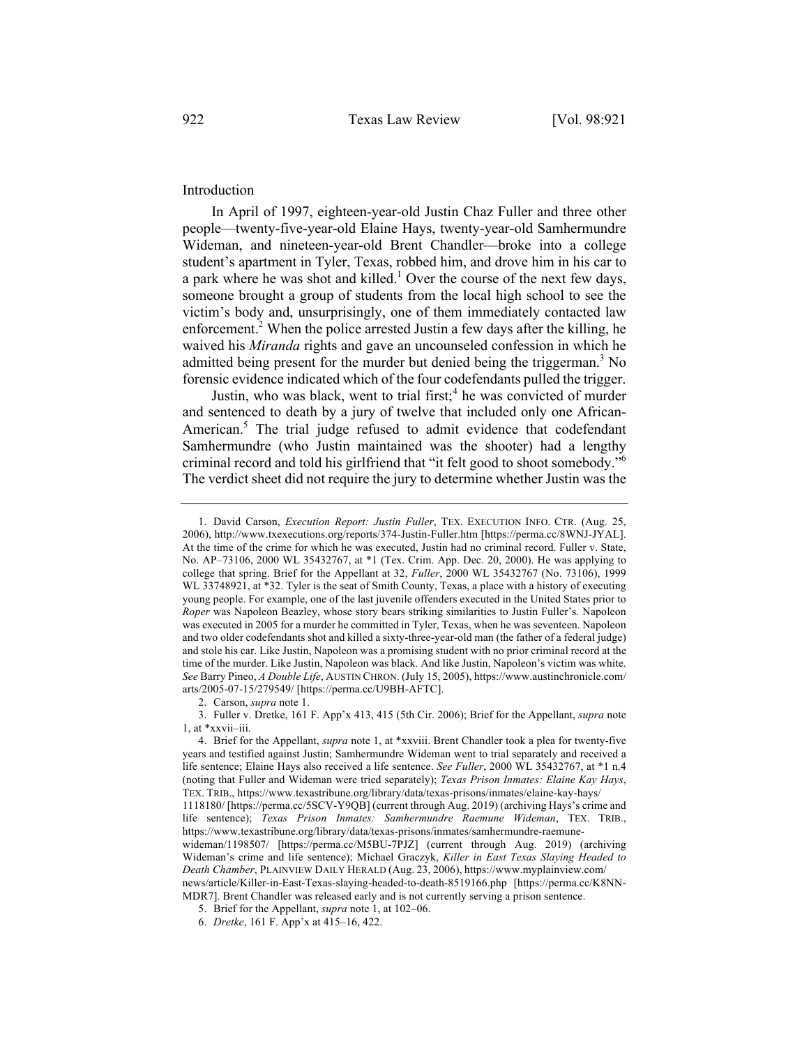## Introduction

In April of 1997, eighteen-year-old Justin Chaz Fuller and three other people—twenty-five-year-old Elaine Hays, twenty-year-old Samhermundre Wideman, and nineteen-year-old Brent Chandler—broke into a college student's apartment in Tyler, Texas, robbed him, and drove him in his car to a park where he was shot and killed.[1] Over the course of the next few days, someone brought a group of students from the local high school to see the victim's body and, unsurprisingly, one of them immediately contacted law enforcement.[2] When the police arrested Justin a few days after the killing, he waived his *Miranda* rights and gave an uncounseled confession in which he admitted being present for the murder but denied being the triggerman.[3] No forensic evidence indicated which of the four codefendants pulled the trigger.

Justin, who was black, went to trial first;[4] he was convicted of murder and sentenced to death by a jury of twelve that included only one African-American.[5] The trial judge refused to admit evidence that codefendant Samhermundre (who Justin maintained was the shooter) had a lengthy criminal record and told his girlfriend that "it felt good to shoot somebody."[6] The verdict sheet did not require the jury to determine whether Justin was the

---

1. David Carson, *Execution Report: Justin Fuller*, TEX. EXECUTION INFO. CTR. (Aug. 25, 2006), http://www.txexecutions.org/reports/374-Justin-Fuller.htm [https://perma.cc/8WNJ-JYAL]. At the time of the crime for which he was executed, Justin had no criminal record. Fuller v. State, No. AP–73106, 2000 WL 35432767, at *1 (Tex. Crim. App. Dec. 20, 2000). He was applying to college that spring. Brief for the Appellant at 32, *Fuller*, 2000 WL 35432767 (No. 73106), 1999 WL 33748921, at *32. Tyler is the seat of Smith County, Texas, a place with a history of executing young people. For example, one of the last juvenile offenders executed in the United States prior to *Roper* was Napoleon Beazley, whose story bears striking similarities to Justin Fuller's. Napoleon was executed in 2005 for a murder he committed in Tyler, Texas, when he was seventeen. Napoleon and two older codefendants shot and killed a sixty-three-year-old man (the father of a federal judge) and stole his car. Like Justin, Napoleon was a promising student with no prior criminal record at the time of the murder. Like Justin, Napoleon was black. And like Justin, Napoleon's victim was white. *See* Barry Pineo, *A Double Life*, AUSTIN CHRON. (July 15, 2005), https://www.austinchronicle.com/arts/2005-07-15/279549/ [https://perma.cc/U9BH-AFTC].

2. Carson, *supra* note 1.

3. Fuller v. Dretke, 161 F. App'x 413, 415 (5th Cir. 2006); Brief for the Appellant, *supra* note 1, at *xxvii–iii.

4. Brief for the Appellant, *supra* note 1, at *xxviii. Brent Chandler took a plea for twenty-five years and testified against Justin; Samhermundre Wideman went to trial separately and received a life sentence; Elaine Hays also received a life sentence. *See Fuller*, 2000 WL 35432767, at *1 n.4 (noting that Fuller and Wideman were tried separately); *Texas Prison Inmates: Elaine Kay Hays*, TEX. TRIB., https://www.texastribune.org/library/data/texas-prisons/inmates/elaine-kay-hays/1118180/ [https://perma.cc/5SCV-Y9QB] (current through Aug. 2019) (archiving Hays's crime and life sentence); *Texas Prison Inmates: Samhermundre Raemune Wideman*, TEX. TRIB., https://www.texastribune.org/library/data/texas-prisons/inmates/samhermundre-raemune-wideman/1198507/ [https://perma.cc/M5BU-7PJZ] (current through Aug. 2019) (archiving Wideman's crime and life sentence); Michael Graczyk, *Killer in East Texas Slaying Headed to Death Chamber*, PLAINVIEW DAILY HERALD (Aug. 23, 2006), https://www.myplainview.com/news/article/Killer-in-East-Texas-slaying-headed-to-death-8519166.php [https://perma.cc/K8NN-MDR7]. Brent Chandler was released early and is not currently serving a prison sentence.

5. Brief for the Appellant, *supra* note 1, at 102–06.

6. *Dretke*, 161 F. App'x at 415–16, 422.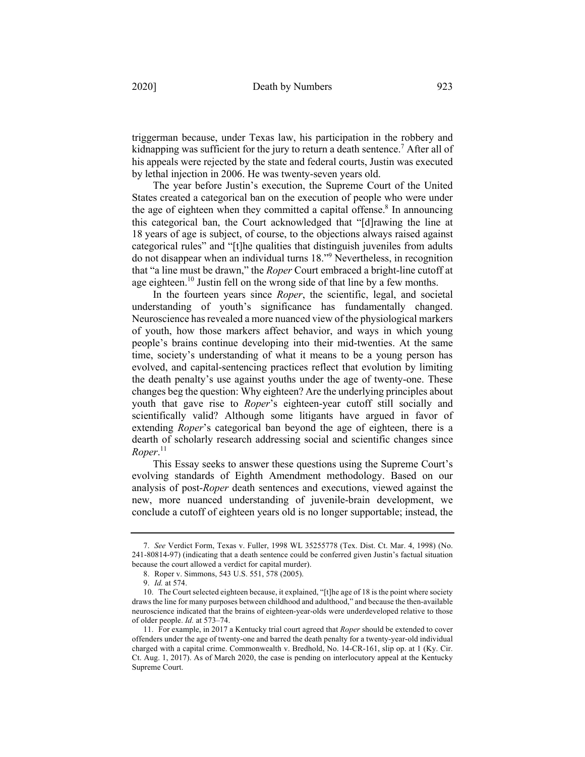triggerman because, under Texas law, his participation in the robbery and kidnapping was sufficient for the jury to return a death sentence.[7] After all of his appeals were rejected by the state and federal courts, Justin was executed by lethal injection in 2006. He was twenty-seven years old.

The year before Justin's execution, the Supreme Court of the United States created a categorical ban on the execution of people who were under the age of eighteen when they committed a capital offense.[8] In announcing this categorical ban, the Court acknowledged that "[d]rawing the line at 18 years of age is subject, of course, to the objections always raised against categorical rules" and "[t]he qualities that distinguish juveniles from adults do not disappear when an individual turns 18."[9] Nevertheless, in recognition that "a line must be drawn," the *Roper* Court embraced a bright-line cutoff at age eighteen.[10] Justin fell on the wrong side of that line by a few months.

In the fourteen years since *Roper*, the scientific, legal, and societal understanding of youth's significance has fundamentally changed. Neuroscience has revealed a more nuanced view of the physiological markers of youth, how those markers affect behavior, and ways in which young people's brains continue developing into their mid-twenties. At the same time, society's understanding of what it means to be a young person has evolved, and capital-sentencing practices reflect that evolution by limiting the death penalty's use against youths under the age of twenty-one. These changes beg the question: Why eighteen? Are the underlying principles about youth that gave rise to *Roper*'s eighteen-year cutoff still socially and scientifically valid? Although some litigants have argued in favor of extending *Roper*'s categorical ban beyond the age of eighteen, there is a dearth of scholarly research addressing social and scientific changes since *Roper*.[11]

This Essay seeks to answer these questions using the Supreme Court's evolving standards of Eighth Amendment methodology. Based on our analysis of post-*Roper* death sentences and executions, viewed against the new, more nuanced understanding of juvenile-brain development, we conclude a cutoff of eighteen years old is no longer supportable; instead, the

---

7. *See* Verdict Form, Texas v. Fuller, 1998 WL 35255778 (Tex. Dist. Ct. Mar. 4, 1998) (No. 241-80814-97) (indicating that a death sentence could be conferred given Justin's factual situation because the court allowed a verdict for capital murder).

8. Roper v. Simmons, 543 U.S. 551, 578 (2005).

9. *Id.* at 574.

10. The Court selected eighteen because, it explained, "[t]he age of 18 is the point where society draws the line for many purposes between childhood and adulthood," and because the then-available neuroscience indicated that the brains of eighteen-year-olds were underdeveloped relative to those of older people. *Id.* at 573–74.

11. For example, in 2017 a Kentucky trial court agreed that *Roper* should be extended to cover offenders under the age of twenty-one and barred the death penalty for a twenty-year-old individual charged with a capital crime. Commonwealth v. Bredhold, No. 14-CR-161, slip op. at 1 (Ky. Cir. Ct. Aug. 1, 2017). As of March 2020, the case is pending on interlocutory appeal at the Kentucky Supreme Court.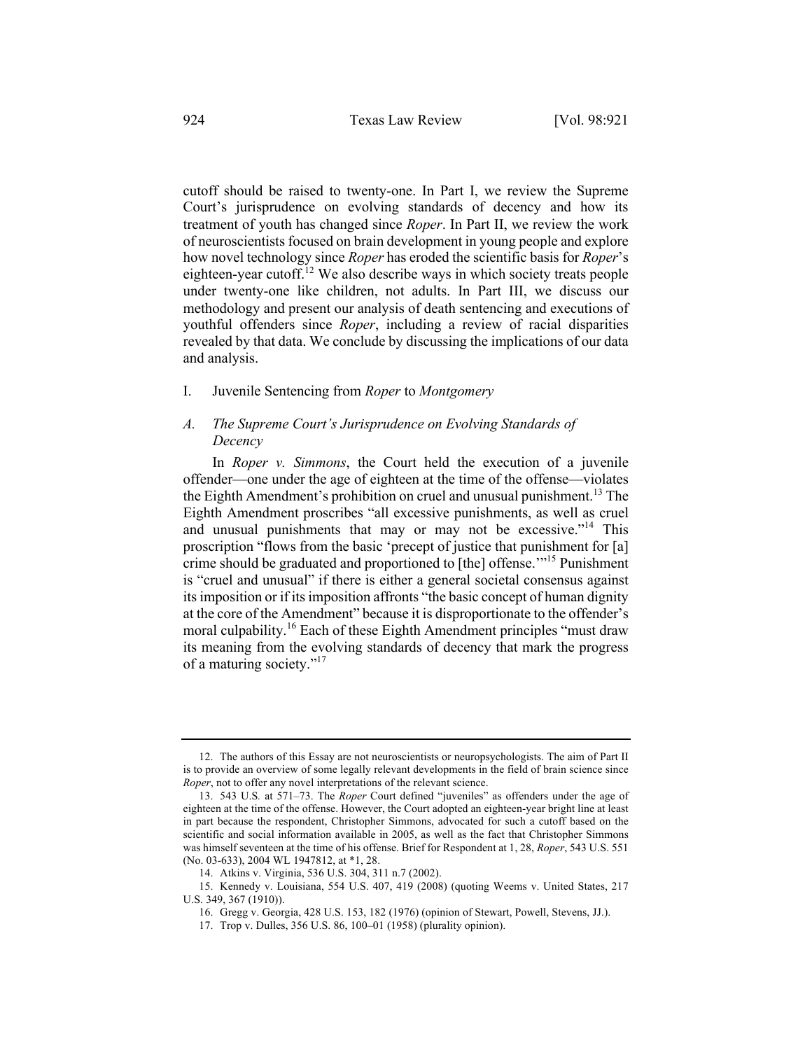cutoff should be raised to twenty-one. In Part I, we review the Supreme Court's jurisprudence on evolving standards of decency and how its treatment of youth has changed since *Roper*. In Part II, we review the work of neuroscientists focused on brain development in young people and explore how novel technology since *Roper* has eroded the scientific basis for *Roper*'s eighteen-year cutoff.[12] We also describe ways in which society treats people under twenty-one like children, not adults. In Part III, we discuss our methodology and present our analysis of death sentencing and executions of youthful offenders since *Roper*, including a review of racial disparities revealed by that data. We conclude by discussing the implications of our data and analysis.

## I. Juvenile Sentencing from *Roper* to *Montgomery*

### *A. The Supreme Court's Jurisprudence on Evolving Standards of Decency*

In *Roper v. Simmons*, the Court held the execution of a juvenile offender—one under the age of eighteen at the time of the offense—violates the Eighth Amendment's prohibition on cruel and unusual punishment.[13] The Eighth Amendment proscribes "all excessive punishments, as well as cruel and unusual punishments that may or may not be excessive."[14] This proscription "flows from the basic 'precept of justice that punishment for [a] crime should be graduated and proportioned to [the] offense.'"[15] Punishment is "cruel and unusual" if there is either a general societal consensus against its imposition or if its imposition affronts "the basic concept of human dignity at the core of the Amendment" because it is disproportionate to the offender's moral culpability.[16] Each of these Eighth Amendment principles "must draw its meaning from the evolving standards of decency that mark the progress of a maturing society."[17]

---

12. The authors of this Essay are not neuroscientists or neuropsychologists. The aim of Part II is to provide an overview of some legally relevant developments in the field of brain science since *Roper*, not to offer any novel interpretations of the relevant science.

13. 543 U.S. at 571–73. The *Roper* Court defined "juveniles" as offenders under the age of eighteen at the time of the offense. However, the Court adopted an eighteen-year bright line at least in part because the respondent, Christopher Simmons, advocated for such a cutoff based on the scientific and social information available in 2005, as well as the fact that Christopher Simmons was himself seventeen at the time of his offense. Brief for Respondent at 1, 28, *Roper*, 543 U.S. 551 (No. 03-633), 2004 WL 1947812, at *1, 28.

14. Atkins v. Virginia, 536 U.S. 304, 311 n.7 (2002).

15. Kennedy v. Louisiana, 554 U.S. 407, 419 (2008) (quoting Weems v. United States, 217 U.S. 349, 367 (1910)).

16. Gregg v. Georgia, 428 U.S. 153, 182 (1976) (opinion of Stewart, Powell, Stevens, JJ.).

17. Trop v. Dulles, 356 U.S. 86, 100–01 (1958) (plurality opinion).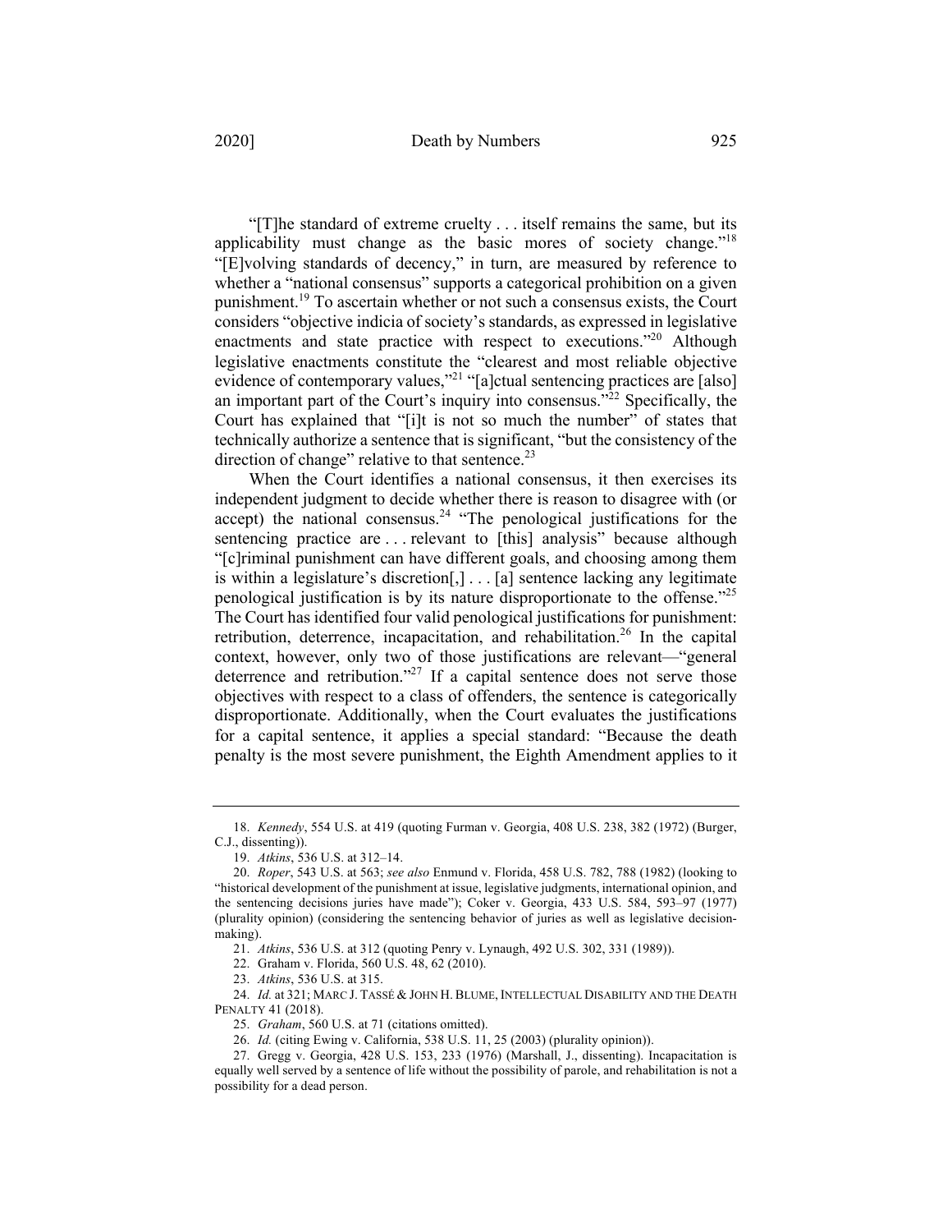"[T]he standard of extreme cruelty . . . itself remains the same, but its applicability must change as the basic mores of society change."[18] "[E]volving standards of decency," in turn, are measured by reference to whether a "national consensus" supports a categorical prohibition on a given punishment.[19] To ascertain whether or not such a consensus exists, the Court considers "objective indicia of society's standards, as expressed in legislative enactments and state practice with respect to executions."[20] Although legislative enactments constitute the "clearest and most reliable objective evidence of contemporary values,"[21] "[a]ctual sentencing practices are [also] an important part of the Court's inquiry into consensus."[22] Specifically, the Court has explained that "[i]t is not so much the number" of states that technically authorize a sentence that is significant, "but the consistency of the direction of change" relative to that sentence.[23]

When the Court identifies a national consensus, it then exercises its independent judgment to decide whether there is reason to disagree with (or accept) the national consensus.[24] "The penological justifications for the sentencing practice are . . . relevant to [this] analysis" because although "[c]riminal punishment can have different goals, and choosing among them is within a legislature's discretion[,] . . . [a] sentence lacking any legitimate penological justification is by its nature disproportionate to the offense."[25] The Court has identified four valid penological justifications for punishment: retribution, deterrence, incapacitation, and rehabilitation.[26] In the capital context, however, only two of those justifications are relevant—"general deterrence and retribution."[27] If a capital sentence does not serve those objectives with respect to a class of offenders, the sentence is categorically disproportionate. Additionally, when the Court evaluates the justifications for a capital sentence, it applies a special standard: "Because the death penalty is the most severe punishment, the Eighth Amendment applies to it

---

18. *Kennedy*, 554 U.S. at 419 (quoting Furman v. Georgia, 408 U.S. 238, 382 (1972) (Burger, C.J., dissenting)).

19. *Atkins*, 536 U.S. at 312–14.

20. *Roper*, 543 U.S. at 563; *see also* Enmund v. Florida, 458 U.S. 782, 788 (1982) (looking to "historical development of the punishment at issue, legislative judgments, international opinion, and the sentencing decisions juries have made"); Coker v. Georgia, 433 U.S. 584, 593–97 (1977) (plurality opinion) (considering the sentencing behavior of juries as well as legislative decision-making).

21. *Atkins*, 536 U.S. at 312 (quoting Penry v. Lynaugh, 492 U.S. 302, 331 (1989)).

22. Graham v. Florida, 560 U.S. 48, 62 (2010).

23. *Atkins*, 536 U.S. at 315.

24. *Id.* at 321; MARC J. TASSÉ & JOHN H. BLUME, INTELLECTUAL DISABILITY AND THE DEATH PENALTY 41 (2018).

25. *Graham*, 560 U.S. at 71 (citations omitted).

26. *Id.* (citing Ewing v. California, 538 U.S. 11, 25 (2003) (plurality opinion)).

27. Gregg v. Georgia, 428 U.S. 153, 233 (1976) (Marshall, J., dissenting). Incapacitation is equally well served by a sentence of life without the possibility of parole, and rehabilitation is not a possibility for a dead person.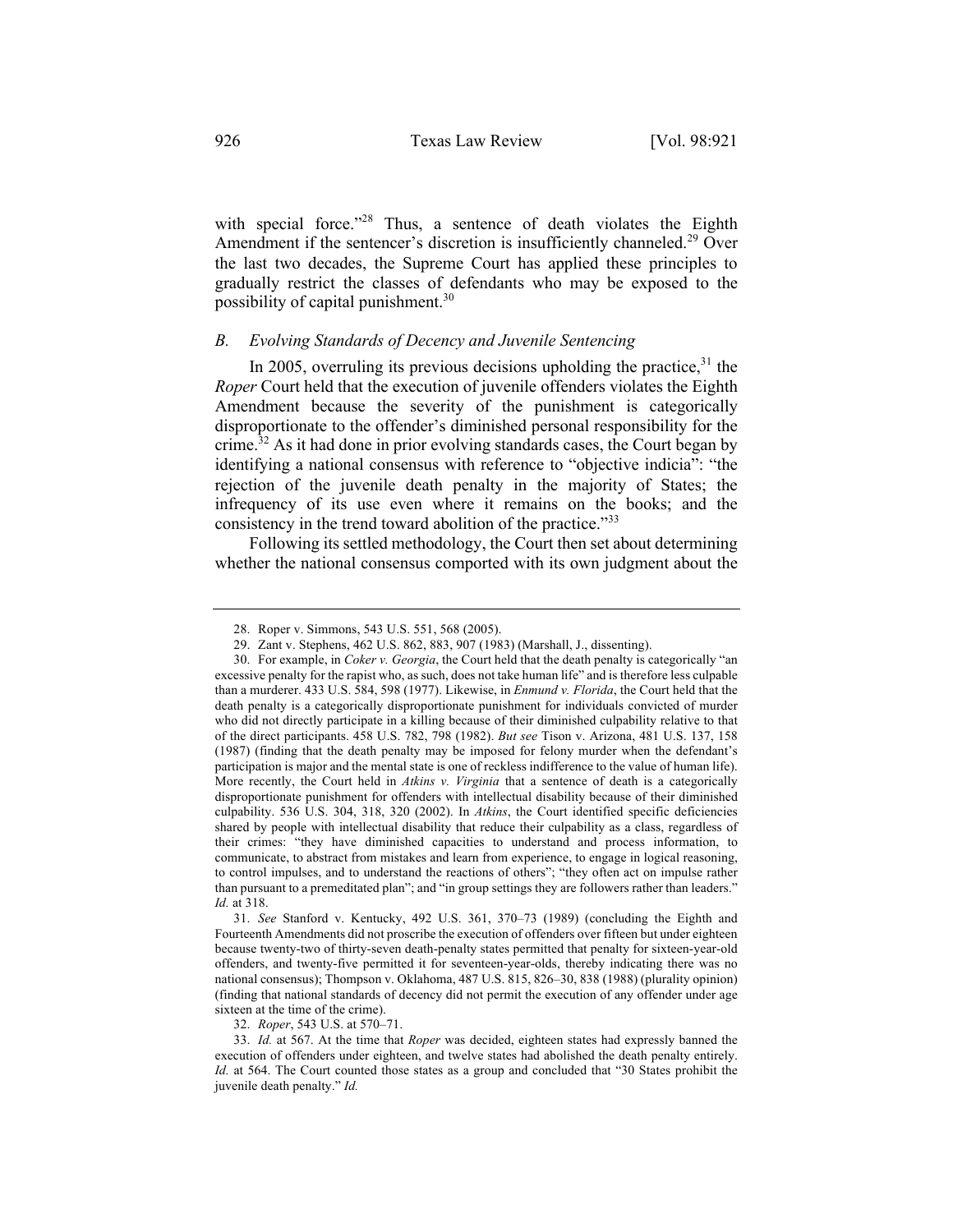with special force."[28] Thus, a sentence of death violates the Eighth Amendment if the sentencer's discretion is insufficiently channeled.[29] Over the last two decades, the Supreme Court has applied these principles to gradually restrict the classes of defendants who may be exposed to the possibility of capital punishment.[30]

### *B. Evolving Standards of Decency and Juvenile Sentencing*

In 2005, overruling its previous decisions upholding the practice,[31] the *Roper* Court held that the execution of juvenile offenders violates the Eighth Amendment because the severity of the punishment is categorically disproportionate to the offender's diminished personal responsibility for the crime.[32] As it had done in prior evolving standards cases, the Court began by identifying a national consensus with reference to "objective indicia": "the rejection of the juvenile death penalty in the majority of States; the infrequency of its use even where it remains on the books; and the consistency in the trend toward abolition of the practice."[33]

Following its settled methodology, the Court then set about determining whether the national consensus comported with its own judgment about the

---

28. Roper v. Simmons, 543 U.S. 551, 568 (2005).

29. Zant v. Stephens, 462 U.S. 862, 883, 907 (1983) (Marshall, J., dissenting).

30. For example, in *Coker v. Georgia*, the Court held that the death penalty is categorically "an excessive penalty for the rapist who, as such, does not take human life" and is therefore less culpable than a murderer. 433 U.S. 584, 598 (1977). Likewise, in *Enmund v. Florida*, the Court held that the death penalty is a categorically disproportionate punishment for individuals convicted of murder who did not directly participate in a killing because of their diminished culpability relative to that of the direct participants. 458 U.S. 782, 798 (1982). *But see* Tison v. Arizona, 481 U.S. 137, 158 (1987) (finding that the death penalty may be imposed for felony murder when the defendant's participation is major and the mental state is one of reckless indifference to the value of human life). More recently, the Court held in *Atkins v. Virginia* that a sentence of death is a categorically disproportionate punishment for offenders with intellectual disability because of their diminished culpability. 536 U.S. 304, 318, 320 (2002). In *Atkins*, the Court identified specific deficiencies shared by people with intellectual disability that reduce their culpability as a class, regardless of their crimes: "they have diminished capacities to understand and process information, to communicate, to abstract from mistakes and learn from experience, to engage in logical reasoning, to control impulses, and to understand the reactions of others"; "they often act on impulse rather than pursuant to a premeditated plan"; and "in group settings they are followers rather than leaders." *Id.* at 318.

31. *See* Stanford v. Kentucky, 492 U.S. 361, 370–73 (1989) (concluding the Eighth and Fourteenth Amendments did not proscribe the execution of offenders over fifteen but under eighteen because twenty-two of thirty-seven death-penalty states permitted that penalty for sixteen-year-old offenders, and twenty-five permitted it for seventeen-year-olds, thereby indicating there was no national consensus); Thompson v. Oklahoma, 487 U.S. 815, 826–30, 838 (1988) (plurality opinion) (finding that national standards of decency did not permit the execution of any offender under age sixteen at the time of the crime).

32. *Roper*, 543 U.S. at 570–71.

33. *Id.* at 567. At the time that *Roper* was decided, eighteen states had expressly banned the execution of offenders under eighteen, and twelve states had abolished the death penalty entirely. *Id.* at 564. The Court counted those states as a group and concluded that "30 States prohibit the juvenile death penalty." *Id.*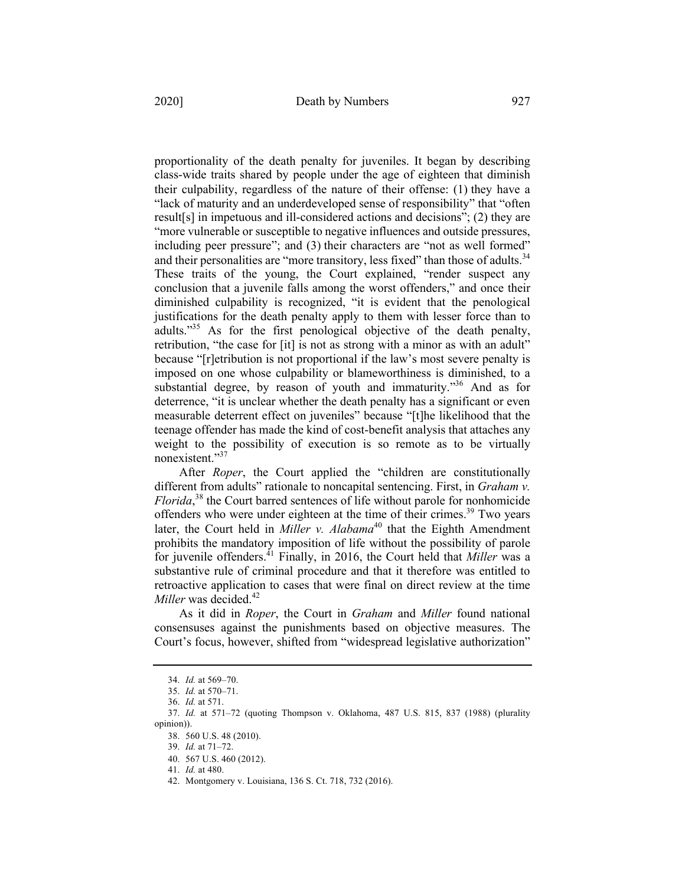proportionality of the death penalty for juveniles. It began by describing class-wide traits shared by people under the age of eighteen that diminish their culpability, regardless of the nature of their offense: (1) they have a "lack of maturity and an underdeveloped sense of responsibility" that "often result[s] in impetuous and ill-considered actions and decisions"; (2) they are "more vulnerable or susceptible to negative influences and outside pressures, including peer pressure"; and (3) their characters are "not as well formed" and their personalities are "more transitory, less fixed" than those of adults.[34] These traits of the young, the Court explained, "render suspect any conclusion that a juvenile falls among the worst offenders," and once their diminished culpability is recognized, "it is evident that the penological justifications for the death penalty apply to them with lesser force than to adults."[35] As for the first penological objective of the death penalty, retribution, "the case for [it] is not as strong with a minor as with an adult" because "[r]etribution is not proportional if the law's most severe penalty is imposed on one whose culpability or blameworthiness is diminished, to a substantial degree, by reason of youth and immaturity."[36] And as for deterrence, "it is unclear whether the death penalty has a significant or even measurable deterrent effect on juveniles" because "[t]he likelihood that the teenage offender has made the kind of cost-benefit analysis that attaches any weight to the possibility of execution is so remote as to be virtually nonexistent."[37]

After *Roper*, the Court applied the "children are constitutionally different from adults" rationale to noncapital sentencing. First, in *Graham v. Florida*,[38] the Court barred sentences of life without parole for nonhomicide offenders who were under eighteen at the time of their crimes.[39] Two years later, the Court held in *Miller v. Alabama*[40] that the Eighth Amendment prohibits the mandatory imposition of life without the possibility of parole for juvenile offenders.[41] Finally, in 2016, the Court held that *Miller* was a substantive rule of criminal procedure and that it therefore was entitled to retroactive application to cases that were final on direct review at the time *Miller* was decided.[42]

As it did in *Roper*, the Court in *Graham* and *Miller* found national consensuses against the punishments based on objective measures. The Court's focus, however, shifted from "widespread legislative authorization"

---

34. *Id.* at 569–70.

35. *Id.* at 570–71.

36. *Id.* at 571.

37. *Id.* at 571–72 (quoting Thompson v. Oklahoma, 487 U.S. 815, 837 (1988) (plurality opinion)).

38. 560 U.S. 48 (2010).

39. *Id.* at 71–72.

40. 567 U.S. 460 (2012).

41. *Id.* at 480.

42. Montgomery v. Louisiana, 136 S. Ct. 718, 732 (2016).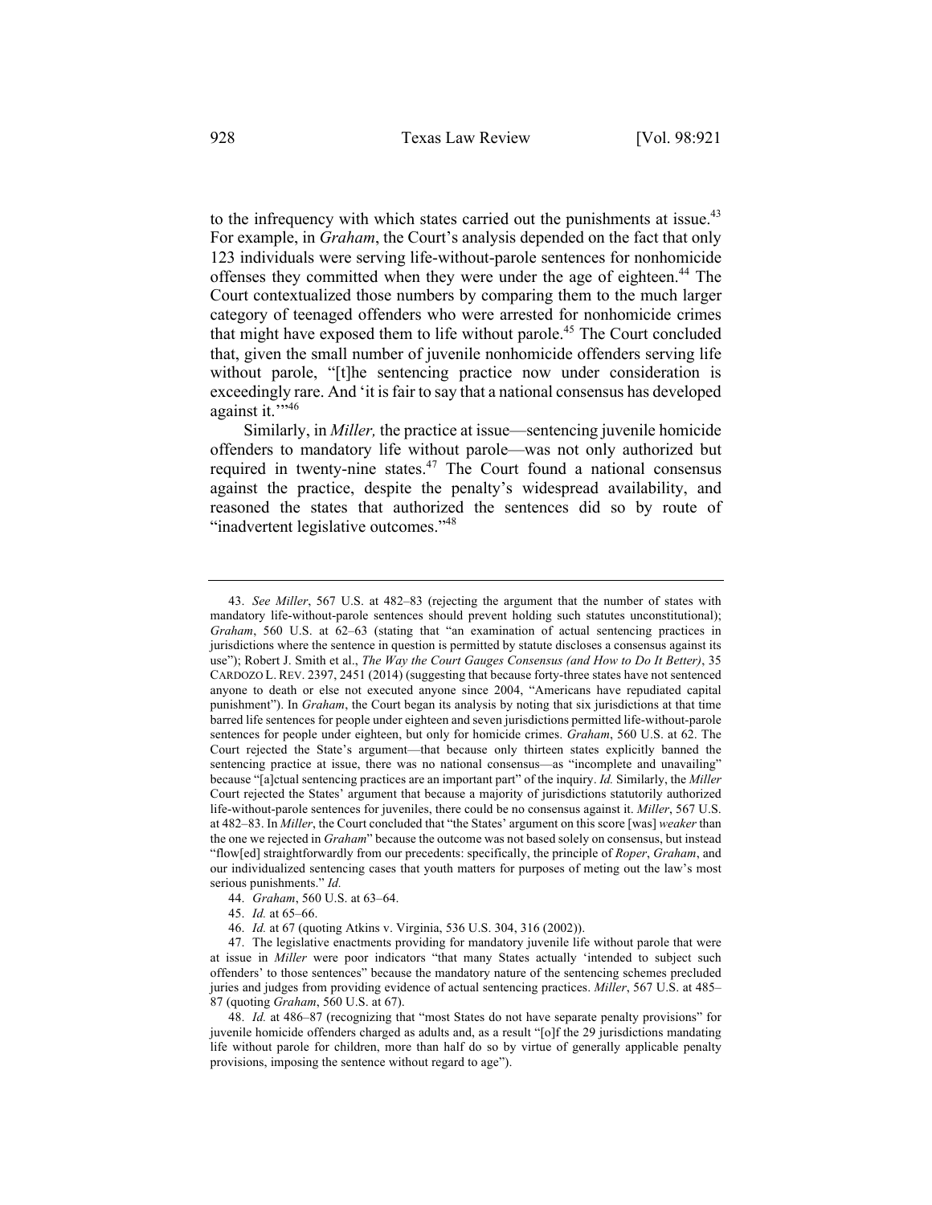to the infrequency with which states carried out the punishments at issue.[43] For example, in *Graham*, the Court's analysis depended on the fact that only 123 individuals were serving life-without-parole sentences for nonhomicide offenses they committed when they were under the age of eighteen.[44] The Court contextualized those numbers by comparing them to the much larger category of teenaged offenders who were arrested for nonhomicide crimes that might have exposed them to life without parole.[45] The Court concluded that, given the small number of juvenile nonhomicide offenders serving life without parole, "[t]he sentencing practice now under consideration is exceedingly rare. And 'it is fair to say that a national consensus has developed against it.'"[46]

Similarly, in *Miller,* the practice at issue—sentencing juvenile homicide offenders to mandatory life without parole—was not only authorized but required in twenty-nine states.[47] The Court found a national consensus against the practice, despite the penalty's widespread availability, and reasoned the states that authorized the sentences did so by route of "inadvertent legislative outcomes."[48]

---

43. *See Miller*, 567 U.S. at 482–83 (rejecting the argument that the number of states with mandatory life-without-parole sentences should prevent holding such statutes unconstitutional); *Graham*, 560 U.S. at 62–63 (stating that "an examination of actual sentencing practices in jurisdictions where the sentence in question is permitted by statute discloses a consensus against its use"); Robert J. Smith et al., *The Way the Court Gauges Consensus (and How to Do It Better)*, 35 CARDOZO L. REV. 2397, 2451 (2014) (suggesting that because forty-three states have not sentenced anyone to death or else not executed anyone since 2004, "Americans have repudiated capital punishment"). In *Graham*, the Court began its analysis by noting that six jurisdictions at that time barred life sentences for people under eighteen and seven jurisdictions permitted life-without-parole sentences for people under eighteen, but only for homicide crimes. *Graham*, 560 U.S. at 62. The Court rejected the State's argument—that because only thirteen states explicitly banned the sentencing practice at issue, there was no national consensus—as "incomplete and unavailing" because "[a]ctual sentencing practices are an important part" of the inquiry. *Id.* Similarly, the *Miller* Court rejected the States' argument that because a majority of jurisdictions statutorily authorized life-without-parole sentences for juveniles, there could be no consensus against it. *Miller*, 567 U.S. at 482–83. In *Miller*, the Court concluded that "the States' argument on this score [was] *weaker* than the one we rejected in *Graham*" because the outcome was not based solely on consensus, but instead "flow[ed] straightforwardly from our precedents: specifically, the principle of *Roper*, *Graham*, and our individualized sentencing cases that youth matters for purposes of meting out the law's most serious punishments." *Id.*

44. *Graham*, 560 U.S. at 63–64.

45. *Id.* at 65–66.

46. *Id.* at 67 (quoting Atkins v. Virginia, 536 U.S. 304, 316 (2002)).

47. The legislative enactments providing for mandatory juvenile life without parole that were at issue in *Miller* were poor indicators "that many States actually 'intended to subject such offenders' to those sentences" because the mandatory nature of the sentencing schemes precluded juries and judges from providing evidence of actual sentencing practices. *Miller*, 567 U.S. at 485–87 (quoting *Graham*, 560 U.S. at 67).

48. *Id.* at 486–87 (recognizing that "most States do not have separate penalty provisions" for juvenile homicide offenders charged as adults and, as a result "[o]f the 29 jurisdictions mandating life without parole for children, more than half do so by virtue of generally applicable penalty provisions, imposing the sentence without regard to age").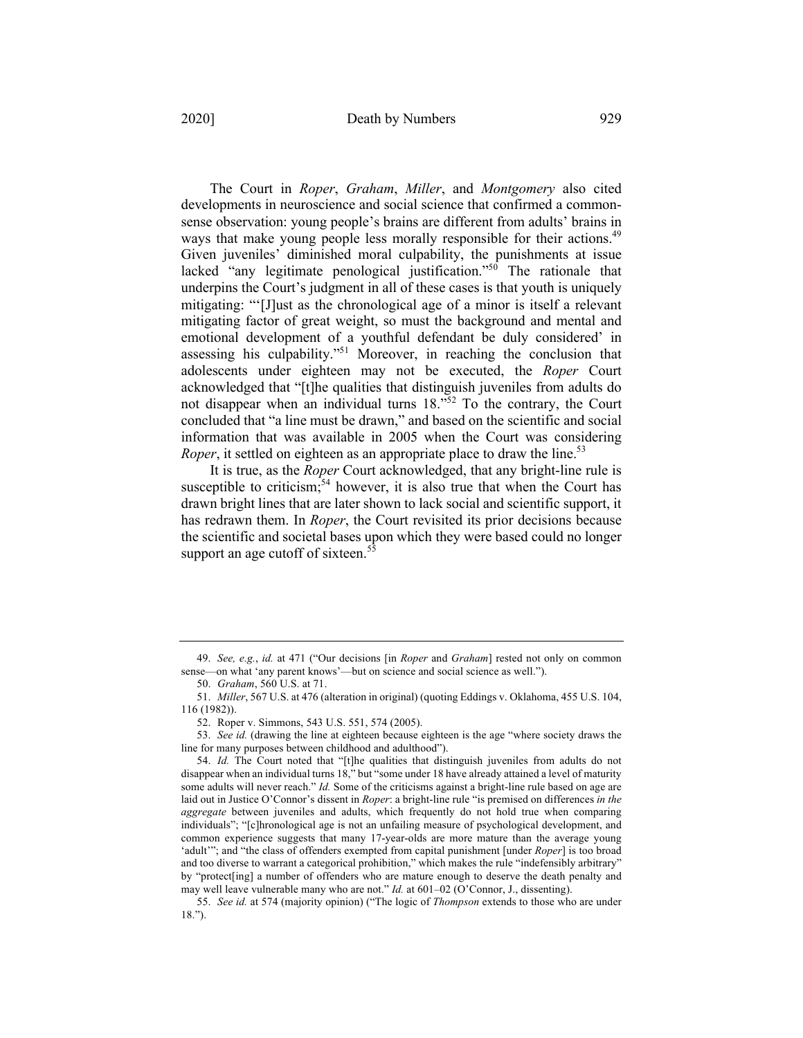The Court in *Roper*, *Graham*, *Miller*, and *Montgomery* also cited developments in neuroscience and social science that confirmed a common-sense observation: young people's brains are different from adults' brains in ways that make young people less morally responsible for their actions.[49] Given juveniles' diminished moral culpability, the punishments at issue lacked "any legitimate penological justification."[50] The rationale that underpins the Court's judgment in all of these cases is that youth is uniquely mitigating: "'[J]ust as the chronological age of a minor is itself a relevant mitigating factor of great weight, so must the background and mental and emotional development of a youthful defendant be duly considered' in assessing his culpability."[51] Moreover, in reaching the conclusion that adolescents under eighteen may not be executed, the *Roper* Court acknowledged that "[t]he qualities that distinguish juveniles from adults do not disappear when an individual turns 18."[52] To the contrary, the Court concluded that "a line must be drawn," and based on the scientific and social information that was available in 2005 when the Court was considering *Roper*, it settled on eighteen as an appropriate place to draw the line.[53]

It is true, as the *Roper* Court acknowledged, that any bright-line rule is susceptible to criticism;[54] however, it is also true that when the Court has drawn bright lines that are later shown to lack social and scientific support, it has redrawn them. In *Roper*, the Court revisited its prior decisions because the scientific and societal bases upon which they were based could no longer support an age cutoff of sixteen.[55]

---

49. *See, e.g.*, *id.* at 471 ("Our decisions [in *Roper* and *Graham*] rested not only on common sense—on what 'any parent knows'—but on science and social science as well.").

50. *Graham*, 560 U.S. at 71.

51. *Miller*, 567 U.S. at 476 (alteration in original) (quoting Eddings v. Oklahoma, 455 U.S. 104, 116 (1982)).

52. Roper v. Simmons, 543 U.S. 551, 574 (2005).

53. *See id.* (drawing the line at eighteen because eighteen is the age "where society draws the line for many purposes between childhood and adulthood").

54. *Id.* The Court noted that "[t]he qualities that distinguish juveniles from adults do not disappear when an individual turns 18," but "some under 18 have already attained a level of maturity some adults will never reach." *Id.* Some of the criticisms against a bright-line rule based on age are laid out in Justice O'Connor's dissent in *Roper*: a bright-line rule "is premised on differences *in the aggregate* between juveniles and adults, which frequently do not hold true when comparing individuals"; "[c]hronological age is not an unfailing measure of psychological development, and common experience suggests that many 17-year-olds are more mature than the average young 'adult'"; and "the class of offenders exempted from capital punishment [under *Roper*] is too broad and too diverse to warrant a categorical prohibition," which makes the rule "indefensibly arbitrary" by "protect[ing] a number of offenders who are mature enough to deserve the death penalty and may well leave vulnerable many who are not." *Id.* at 601–02 (O'Connor, J., dissenting).

55. *See id.* at 574 (majority opinion) ("The logic of *Thompson* extends to those who are under 18.").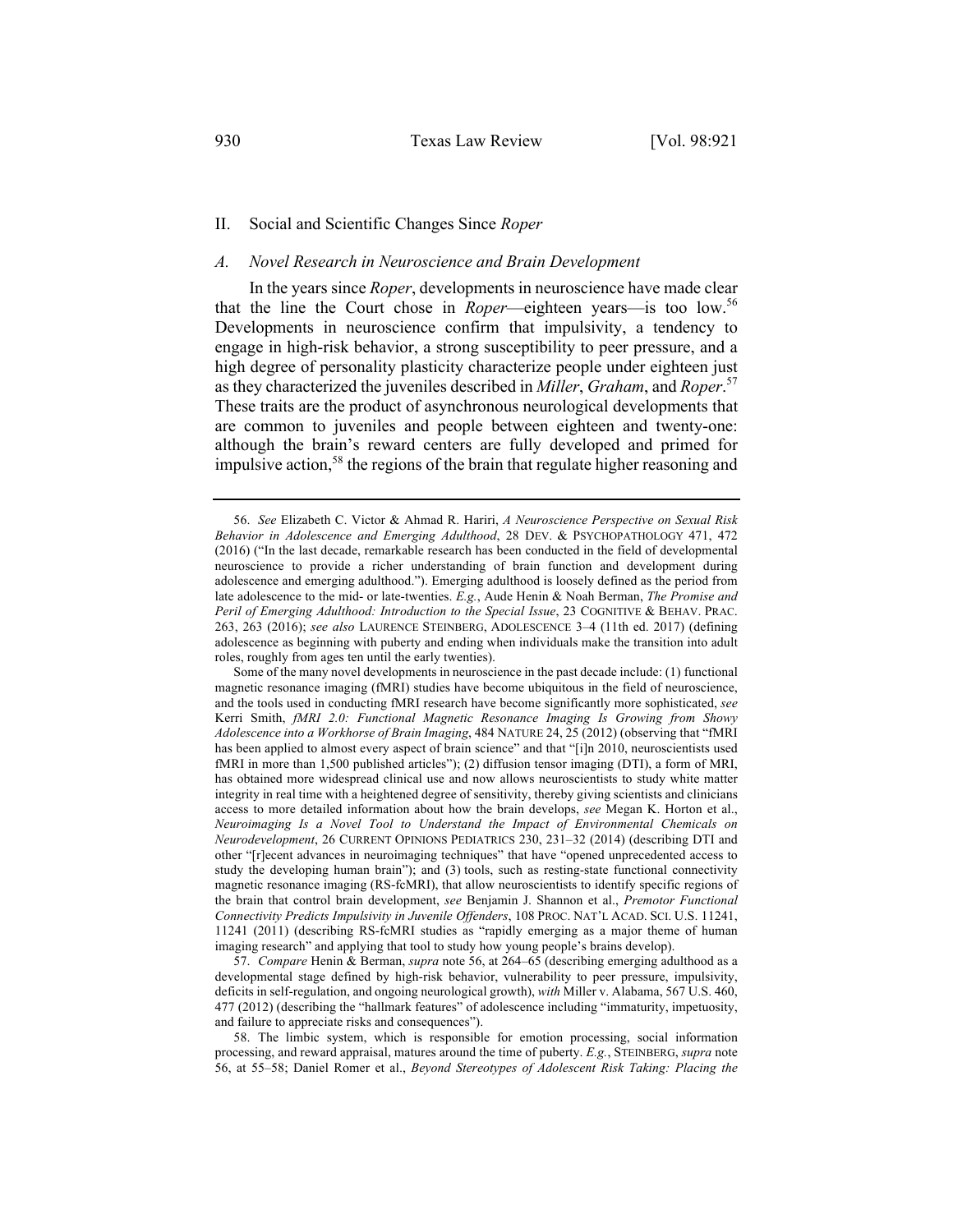## II. Social and Scientific Changes Since *Roper*

### *A. Novel Research in Neuroscience and Brain Development*

In the years since *Roper*, developments in neuroscience have made clear that the line the Court chose in *Roper*—eighteen years—is too low.[56] Developments in neuroscience confirm that impulsivity, a tendency to engage in high-risk behavior, a strong susceptibility to peer pressure, and a high degree of personality plasticity characterize people under eighteen just as they characterized the juveniles described in *Miller*, *Graham*, and *Roper*.[57] These traits are the product of asynchronous neurological developments that are common to juveniles and people between eighteen and twenty-one: although the brain's reward centers are fully developed and primed for impulsive action,[58] the regions of the brain that regulate higher reasoning and

---

56. *See* Elizabeth C. Victor & Ahmad R. Hariri, *A Neuroscience Perspective on Sexual Risk Behavior in Adolescence and Emerging Adulthood*, 28 DEV. & PSYCHOPATHOLOGY 471, 472 (2016) ("In the last decade, remarkable research has been conducted in the field of developmental neuroscience to provide a richer understanding of brain function and development during adolescence and emerging adulthood."). Emerging adulthood is loosely defined as the period from late adolescence to the mid- or late-twenties. *E.g.*, Aude Henin & Noah Berman, *The Promise and Peril of Emerging Adulthood: Introduction to the Special Issue*, 23 COGNITIVE & BEHAV. PRAC. 263, 263 (2016); *see also* LAURENCE STEINBERG, ADOLESCENCE 3–4 (11th ed. 2017) (defining adolescence as beginning with puberty and ending when individuals make the transition into adult roles, roughly from ages ten until the early twenties).

Some of the many novel developments in neuroscience in the past decade include: (1) functional magnetic resonance imaging (fMRI) studies have become ubiquitous in the field of neuroscience, and the tools used in conducting fMRI research have become significantly more sophisticated, *see* Kerri Smith, *fMRI 2.0: Functional Magnetic Resonance Imaging Is Growing from Showy Adolescence into a Workhorse of Brain Imaging*, 484 NATURE 24, 25 (2012) (observing that "fMRI has been applied to almost every aspect of brain science" and that "[i]n 2010, neuroscientists used fMRI in more than 1,500 published articles"); (2) diffusion tensor imaging (DTI), a form of MRI, has obtained more widespread clinical use and now allows neuroscientists to study white matter integrity in real time with a heightened degree of sensitivity, thereby giving scientists and clinicians access to more detailed information about how the brain develops, *see* Megan K. Horton et al., *Neuroimaging Is a Novel Tool to Understand the Impact of Environmental Chemicals on Neurodevelopment*, 26 CURRENT OPINIONS PEDIATRICS 230, 231–32 (2014) (describing DTI and other "[r]ecent advances in neuroimaging techniques" that have "opened unprecedented access to study the developing human brain"); and (3) tools, such as resting-state functional connectivity magnetic resonance imaging (RS-fcMRI), that allow neuroscientists to identify specific regions of the brain that control brain development, *see* Benjamin J. Shannon et al., *Premotor Functional Connectivity Predicts Impulsivity in Juvenile Offenders*, 108 PROC. NAT'L ACAD. SCI. U.S. 11241, 11241 (2011) (describing RS-fcMRI studies as "rapidly emerging as a major theme of human imaging research" and applying that tool to study how young people's brains develop).

57. *Compare* Henin & Berman, *supra* note 56, at 264–65 (describing emerging adulthood as a developmental stage defined by high-risk behavior, vulnerability to peer pressure, impulsivity, deficits in self-regulation, and ongoing neurological growth), *with* Miller v. Alabama, 567 U.S. 460, 477 (2012) (describing the "hallmark features" of adolescence including "immaturity, impetuosity, and failure to appreciate risks and consequences").

58. The limbic system, which is responsible for emotion processing, social information processing, and reward appraisal, matures around the time of puberty. *E.g.*, STEINBERG, *supra* note 56, at 55–58; Daniel Romer et al., *Beyond Stereotypes of Adolescent Risk Taking: Placing the*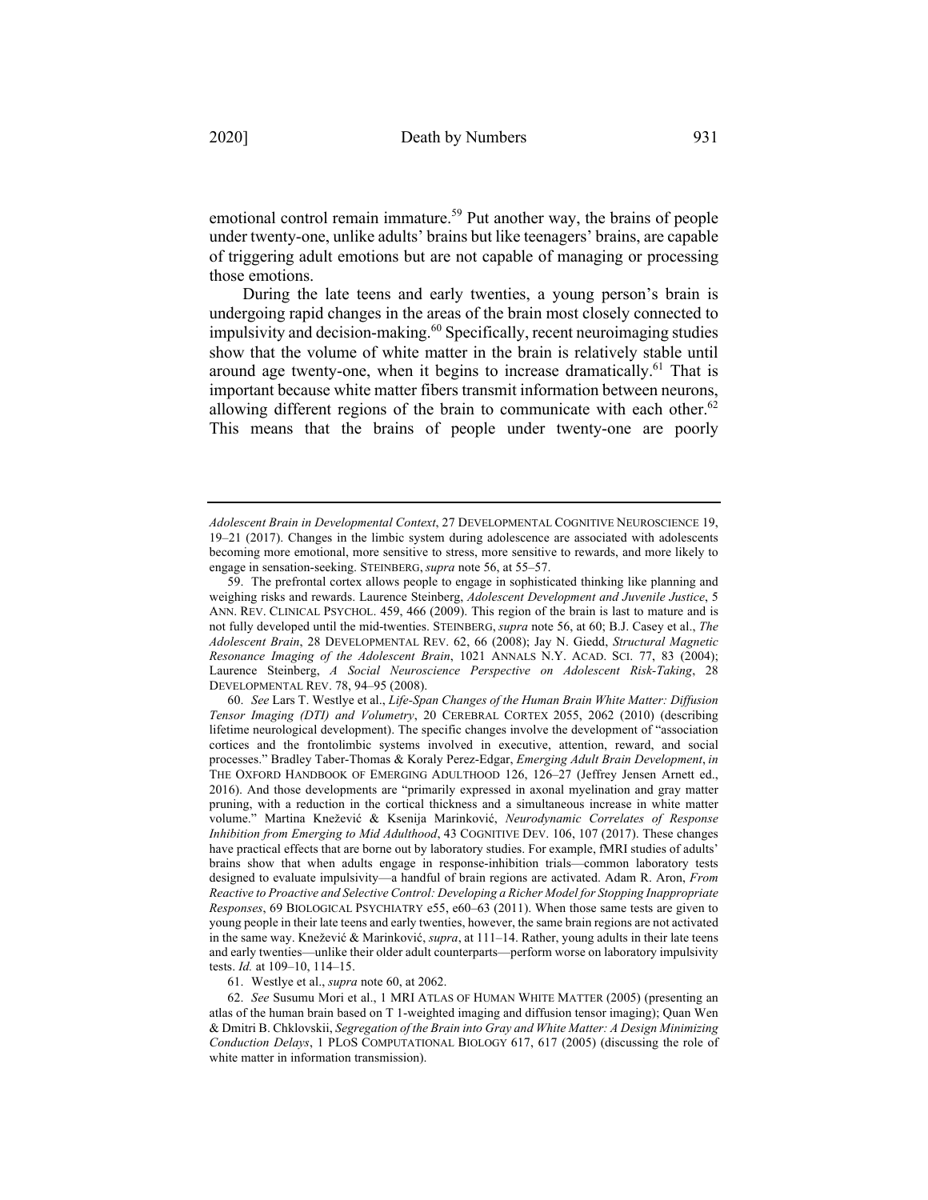emotional control remain immature.[59] Put another way, the brains of people under twenty-one, unlike adults' brains but like teenagers' brains, are capable of triggering adult emotions but are not capable of managing or processing those emotions.

During the late teens and early twenties, a young person's brain is undergoing rapid changes in the areas of the brain most closely connected to impulsivity and decision-making.[60] Specifically, recent neuroimaging studies show that the volume of white matter in the brain is relatively stable until around age twenty-one, when it begins to increase dramatically.[61] That is important because white matter fibers transmit information between neurons, allowing different regions of the brain to communicate with each other.[62] This means that the brains of people under twenty-one are poorly

---

*Adolescent Brain in Developmental Context*, 27 DEVELOPMENTAL COGNITIVE NEUROSCIENCE 19, 19–21 (2017). Changes in the limbic system during adolescence are associated with adolescents becoming more emotional, more sensitive to stress, more sensitive to rewards, and more likely to engage in sensation-seeking. STEINBERG, *supra* note 56, at 55–57.

59. The prefrontal cortex allows people to engage in sophisticated thinking like planning and weighing risks and rewards. Laurence Steinberg, *Adolescent Development and Juvenile Justice*, 5 ANN. REV. CLINICAL PSYCHOL. 459, 466 (2009). This region of the brain is last to mature and is not fully developed until the mid-twenties. STEINBERG, *supra* note 56, at 60; B.J. Casey et al., *The Adolescent Brain*, 28 DEVELOPMENTAL REV. 62, 66 (2008); Jay N. Giedd, *Structural Magnetic Resonance Imaging of the Adolescent Brain*, 1021 ANNALS N.Y. ACAD. SCI. 77, 83 (2004); Laurence Steinberg, *A Social Neuroscience Perspective on Adolescent Risk-Taking*, 28 DEVELOPMENTAL REV. 78, 94–95 (2008).

60. *See* Lars T. Westlye et al., *Life-Span Changes of the Human Brain White Matter: Diffusion Tensor Imaging (DTI) and Volumetry*, 20 CEREBRAL CORTEX 2055, 2062 (2010) (describing lifetime neurological development). The specific changes involve the development of "association cortices and the frontolimbic systems involved in executive, attention, reward, and social processes." Bradley Taber-Thomas & Koraly Perez-Edgar, *Emerging Adult Brain Development*, *in* THE OXFORD HANDBOOK OF EMERGING ADULTHOOD 126, 126–27 (Jeffrey Jensen Arnett ed., 2016). And those developments are "primarily expressed in axonal myelination and gray matter pruning, with a reduction in the cortical thickness and a simultaneous increase in white matter volume." Martina Knežević & Ksenija Marinković, *Neurodynamic Correlates of Response Inhibition from Emerging to Mid Adulthood*, 43 COGNITIVE DEV. 106, 107 (2017). These changes have practical effects that are borne out by laboratory studies. For example, fMRI studies of adults' brains show that when adults engage in response-inhibition trials—common laboratory tests designed to evaluate impulsivity—a handful of brain regions are activated. Adam R. Aron, *From Reactive to Proactive and Selective Control: Developing a Richer Model for Stopping Inappropriate Responses*, 69 BIOLOGICAL PSYCHIATRY e55, e60–63 (2011). When those same tests are given to young people in their late teens and early twenties, however, the same brain regions are not activated in the same way. Knežević & Marinković, *supra*, at 111–14. Rather, young adults in their late teens and early twenties—unlike their older adult counterparts—perform worse on laboratory impulsivity tests. *Id.* at 109–10, 114–15.

61. Westlye et al., *supra* note 60, at 2062.

62. *See* Susumu Mori et al., 1 MRI ATLAS OF HUMAN WHITE MATTER (2005) (presenting an atlas of the human brain based on T 1-weighted imaging and diffusion tensor imaging); Quan Wen & Dmitri B. Chklovskii, *Segregation of the Brain into Gray and White Matter: A Design Minimizing Conduction Delays*, 1 PLOS COMPUTATIONAL BIOLOGY 617, 617 (2005) (discussing the role of white matter in information transmission).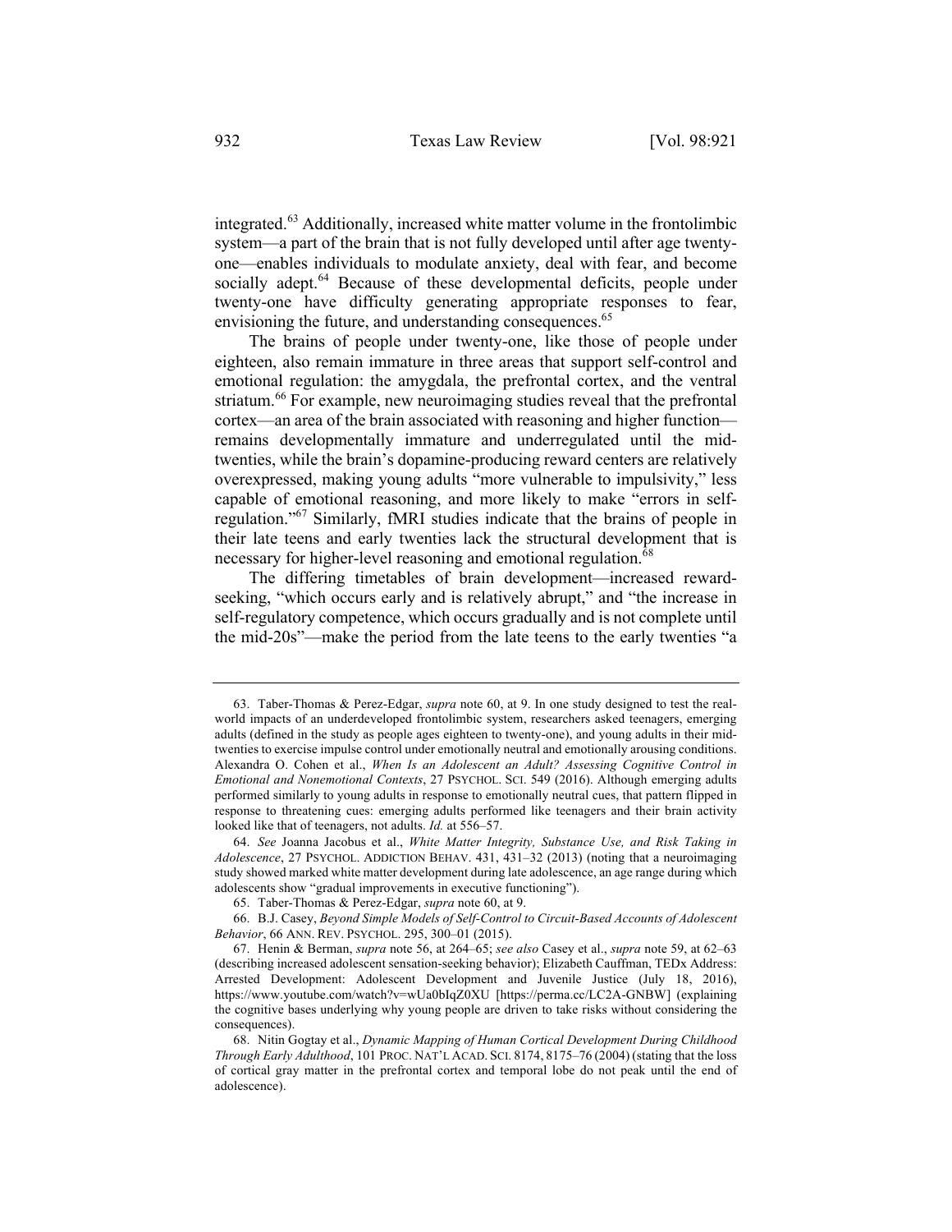integrated.[63] Additionally, increased white matter volume in the frontolimbic system—a part of the brain that is not fully developed until after age twenty-one—enables individuals to modulate anxiety, deal with fear, and become socially adept.[64] Because of these developmental deficits, people under twenty-one have difficulty generating appropriate responses to fear, envisioning the future, and understanding consequences.[65]

The brains of people under twenty-one, like those of people under eighteen, also remain immature in three areas that support self-control and emotional regulation: the amygdala, the prefrontal cortex, and the ventral striatum.[66] For example, new neuroimaging studies reveal that the prefrontal cortex—an area of the brain associated with reasoning and higher function—remains developmentally immature and underregulated until the mid-twenties, while the brain's dopamine-producing reward centers are relatively overexpressed, making young adults "more vulnerable to impulsivity," less capable of emotional reasoning, and more likely to make "errors in self-regulation."[67] Similarly, fMRI studies indicate that the brains of people in their late teens and early twenties lack the structural development that is necessary for higher-level reasoning and emotional regulation.[68]

The differing timetables of brain development—increased reward-seeking, "which occurs early and is relatively abrupt," and "the increase in self-regulatory competence, which occurs gradually and is not complete until the mid-20s"—make the period from the late teens to the early twenties "a

---

63. Taber-Thomas & Perez-Edgar, *supra* note 60, at 9. In one study designed to test the real-world impacts of an underdeveloped frontolimbic system, researchers asked teenagers, emerging adults (defined in the study as people ages eighteen to twenty-one), and young adults in their mid-twenties to exercise impulse control under emotionally neutral and emotionally arousing conditions. Alexandra O. Cohen et al., *When Is an Adolescent an Adult? Assessing Cognitive Control in Emotional and Nonemotional Contexts*, 27 PSYCHOL. SCI. 549 (2016). Although emerging adults performed similarly to young adults in response to emotionally neutral cues, that pattern flipped in response to threatening cues: emerging adults performed like teenagers and their brain activity looked like that of teenagers, not adults. *Id.* at 556–57.

64. *See* Joanna Jacobus et al., *White Matter Integrity, Substance Use, and Risk Taking in Adolescence*, 27 PSYCHOL. ADDICTION BEHAV. 431, 431–32 (2013) (noting that a neuroimaging study showed marked white matter development during late adolescence, an age range during which adolescents show "gradual improvements in executive functioning").

65. Taber-Thomas & Perez-Edgar, *supra* note 60, at 9.

66. B.J. Casey, *Beyond Simple Models of Self-Control to Circuit-Based Accounts of Adolescent Behavior*, 66 ANN. REV. PSYCHOL. 295, 300–01 (2015).

67. Henin & Berman, *supra* note 56, at 264–65; *see also* Casey et al., *supra* note 59, at 62–63 (describing increased adolescent sensation-seeking behavior); Elizabeth Cauffman, TEDx Address: Arrested Development: Adolescent Development and Juvenile Justice (July 18, 2016), https://www.youtube.com/watch?v=wUa0bIqZ0XU [https://perma.cc/LC2A-GNBW] (explaining the cognitive bases underlying why young people are driven to take risks without considering the consequences).

68. Nitin Gogtay et al., *Dynamic Mapping of Human Cortical Development During Childhood Through Early Adulthood*, 101 PROC. NAT'L ACAD. SCI. 8174, 8175–76 (2004) (stating that the loss of cortical gray matter in the prefrontal cortex and temporal lobe do not peak until the end of adolescence).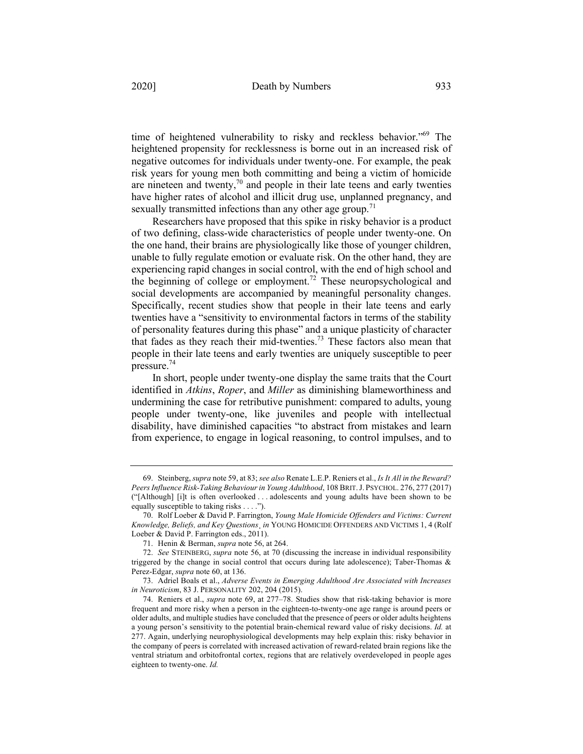time of heightened vulnerability to risky and reckless behavior."[69] The heightened propensity for recklessness is borne out in an increased risk of negative outcomes for individuals under twenty-one. For example, the peak risk years for young men both committing and being a victim of homicide are nineteen and twenty,[70] and people in their late teens and early twenties have higher rates of alcohol and illicit drug use, unplanned pregnancy, and sexually transmitted infections than any other age group.[71]

Researchers have proposed that this spike in risky behavior is a product of two defining, class-wide characteristics of people under twenty-one. On the one hand, their brains are physiologically like those of younger children, unable to fully regulate emotion or evaluate risk. On the other hand, they are experiencing rapid changes in social control, with the end of high school and the beginning of college or employment.[72] These neuropsychological and social developments are accompanied by meaningful personality changes. Specifically, recent studies show that people in their late teens and early twenties have a "sensitivity to environmental factors in terms of the stability of personality features during this phase" and a unique plasticity of character that fades as they reach their mid-twenties.[73] These factors also mean that people in their late teens and early twenties are uniquely susceptible to peer pressure.[74]

In short, people under twenty-one display the same traits that the Court identified in *Atkins*, *Roper*, and *Miller* as diminishing blameworthiness and undermining the case for retributive punishment: compared to adults, young people under twenty-one, like juveniles and people with intellectual disability, have diminished capacities "to abstract from mistakes and learn from experience, to engage in logical reasoning, to control impulses, and to

---

69. Steinberg, *supra* note 59, at 83; *see also* Renate L.E.P. Reniers et al., *Is It All in the Reward? Peers Influence Risk-Taking Behaviour in Young Adulthood*, 108 BRIT. J. PSYCHOL. 276, 277 (2017) ("[Although] [i]t is often overlooked . . . adolescents and young adults have been shown to be equally susceptible to taking risks . . . .").

70. Rolf Loeber & David P. Farrington, *Young Male Homicide Offenders and Victims: Current Knowledge, Beliefs, and Key Questions*, *in* YOUNG HOMICIDE OFFENDERS AND VICTIMS 1, 4 (Rolf Loeber & David P. Farrington eds., 2011).

71. Henin & Berman, *supra* note 56, at 264.

72. *See* STEINBERG, *supra* note 56, at 70 (discussing the increase in individual responsibility triggered by the change in social control that occurs during late adolescence); Taber-Thomas & Perez-Edgar, *supra* note 60, at 136.

73. Adriel Boals et al., *Adverse Events in Emerging Adulthood Are Associated with Increases in Neuroticism*, 83 J. PERSONALITY 202, 204 (2015).

74. Reniers et al., *supra* note 69, at 277–78. Studies show that risk-taking behavior is more frequent and more risky when a person in the eighteen-to-twenty-one age range is around peers or older adults, and multiple studies have concluded that the presence of peers or older adults heightens a young person's sensitivity to the potential brain-chemical reward value of risky decisions. *Id.* at 277. Again, underlying neurophysiological developments may help explain this: risky behavior in the company of peers is correlated with increased activation of reward-related brain regions like the ventral striatum and orbitofrontal cortex, regions that are relatively overdeveloped in people ages eighteen to twenty-one. *Id.*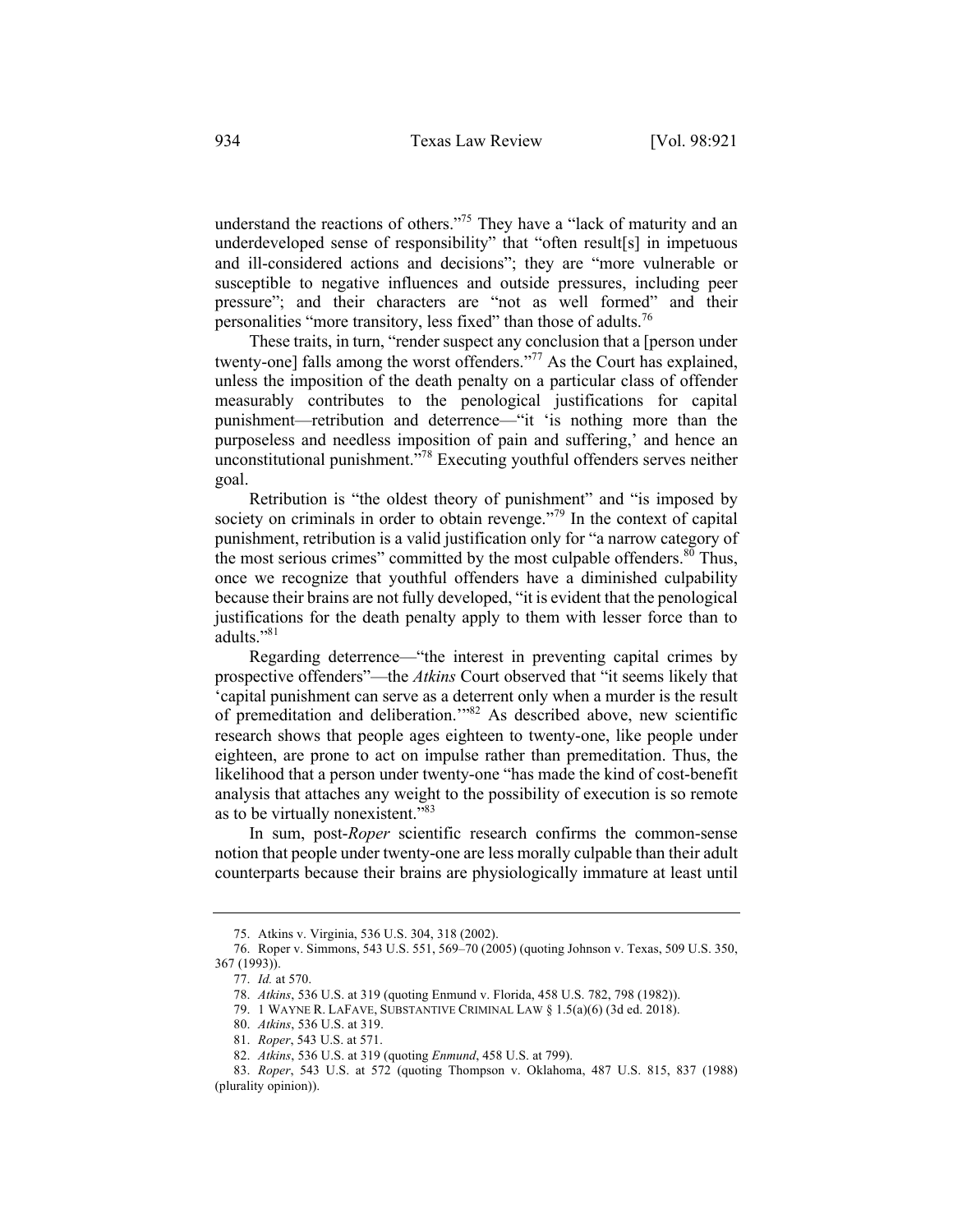understand the reactions of others."[75] They have a "lack of maturity and an underdeveloped sense of responsibility" that "often result[s] in impetuous and ill-considered actions and decisions"; they are "more vulnerable or susceptible to negative influences and outside pressures, including peer pressure"; and their characters are "not as well formed" and their personalities "more transitory, less fixed" than those of adults.[76]

These traits, in turn, "render suspect any conclusion that a [person under twenty-one] falls among the worst offenders."[77] As the Court has explained, unless the imposition of the death penalty on a particular class of offender measurably contributes to the penological justifications for capital punishment—retribution and deterrence—"it 'is nothing more than the purposeless and needless imposition of pain and suffering,' and hence an unconstitutional punishment."[78] Executing youthful offenders serves neither goal.

Retribution is "the oldest theory of punishment" and "is imposed by society on criminals in order to obtain revenge."[79] In the context of capital punishment, retribution is a valid justification only for "a narrow category of the most serious crimes" committed by the most culpable offenders.[80] Thus, once we recognize that youthful offenders have a diminished culpability because their brains are not fully developed, "it is evident that the penological justifications for the death penalty apply to them with lesser force than to adults."[81]

Regarding deterrence—"the interest in preventing capital crimes by prospective offenders"—the *Atkins* Court observed that "it seems likely that 'capital punishment can serve as a deterrent only when a murder is the result of premeditation and deliberation.'"[82] As described above, new scientific research shows that people ages eighteen to twenty-one, like people under eighteen, are prone to act on impulse rather than premeditation. Thus, the likelihood that a person under twenty-one "has made the kind of cost-benefit analysis that attaches any weight to the possibility of execution is so remote as to be virtually nonexistent."[83]

In sum, post-*Roper* scientific research confirms the common-sense notion that people under twenty-one are less morally culpable than their adult counterparts because their brains are physiologically immature at least until

---

75. Atkins v. Virginia, 536 U.S. 304, 318 (2002).

76. Roper v. Simmons, 543 U.S. 551, 569–70 (2005) (quoting Johnson v. Texas, 509 U.S. 350, 367 (1993)).

77. *Id.* at 570.

78. *Atkins*, 536 U.S. at 319 (quoting Enmund v. Florida, 458 U.S. 782, 798 (1982)).

79. 1 WAYNE R. LAFAVE, SUBSTANTIVE CRIMINAL LAW § 1.5(a)(6) (3d ed. 2018).

80. *Atkins*, 536 U.S. at 319.

81. *Roper*, 543 U.S. at 571.

82. *Atkins*, 536 U.S. at 319 (quoting *Enmund*, 458 U.S. at 799).

83. *Roper*, 543 U.S. at 572 (quoting Thompson v. Oklahoma, 487 U.S. 815, 837 (1988) (plurality opinion)).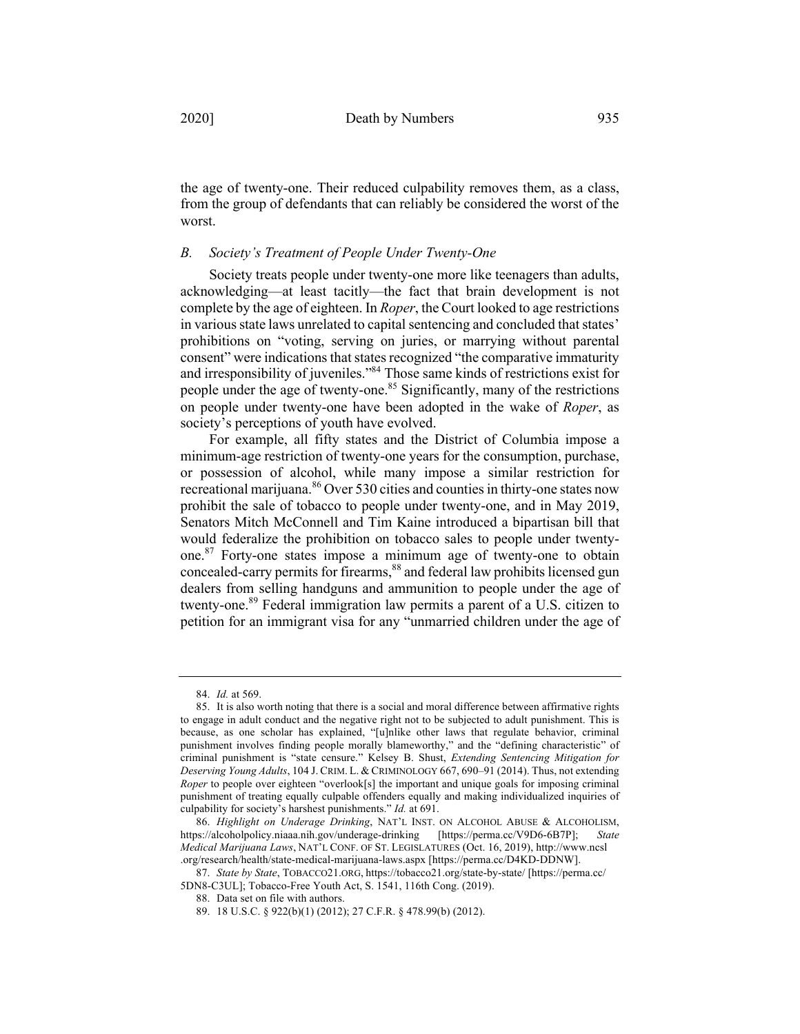the age of twenty-one. Their reduced culpability removes them, as a class, from the group of defendants that can reliably be considered the worst of the worst.

### *B. Society's Treatment of People Under Twenty-One*

Society treats people under twenty-one more like teenagers than adults, acknowledging—at least tacitly—the fact that brain development is not complete by the age of eighteen. In *Roper*, the Court looked to age restrictions in various state laws unrelated to capital sentencing and concluded that states' prohibitions on "voting, serving on juries, or marrying without parental consent" were indications that states recognized "the comparative immaturity and irresponsibility of juveniles."[84] Those same kinds of restrictions exist for people under the age of twenty-one.[85] Significantly, many of the restrictions on people under twenty-one have been adopted in the wake of *Roper*, as society's perceptions of youth have evolved.

For example, all fifty states and the District of Columbia impose a minimum-age restriction of twenty-one years for the consumption, purchase, or possession of alcohol, while many impose a similar restriction for recreational marijuana.[86] Over 530 cities and counties in thirty-one states now prohibit the sale of tobacco to people under twenty-one, and in May 2019, Senators Mitch McConnell and Tim Kaine introduced a bipartisan bill that would federalize the prohibition on tobacco sales to people under twenty-one.[87] Forty-one states impose a minimum age of twenty-one to obtain concealed-carry permits for firearms,[88] and federal law prohibits licensed gun dealers from selling handguns and ammunition to people under the age of twenty-one.[89] Federal immigration law permits a parent of a U.S. citizen to petition for an immigrant visa for any "unmarried children under the age of

---

84. *Id.* at 569.

85. It is also worth noting that there is a social and moral difference between affirmative rights to engage in adult conduct and the negative right not to be subjected to adult punishment. This is because, as one scholar has explained, "[u]nlike other laws that regulate behavior, criminal punishment involves finding people morally blameworthy," and the "defining characteristic" of criminal punishment is "state censure." Kelsey B. Shust, *Extending Sentencing Mitigation for Deserving Young Adults*, 104 J. CRIM. L. & CRIMINOLOGY 667, 690–91 (2014). Thus, not extending *Roper* to people over eighteen "overlook[s] the important and unique goals for imposing criminal punishment of treating equally culpable offenders equally and making individualized inquiries of culpability for society's harshest punishments." *Id.* at 691.

86. *Highlight on Underage Drinking*, NAT'L INST. ON ALCOHOL ABUSE & ALCOHOLISM, https://alcoholpolicy.niaaa.nih.gov/underage-drinking [https://perma.cc/V9D6-6B7P]; *State Medical Marijuana Laws*, NAT'L CONF. OF ST. LEGISLATURES (Oct. 16, 2019), http://www.ncsl.org/research/health/state-medical-marijuana-laws.aspx [https://perma.cc/D4KD-DDNW].

87. *State by State*, TOBACCO21.ORG, https://tobacco21.org/state-by-state/ [https://perma.cc/5DN8-C3UL]; Tobacco-Free Youth Act, S. 1541, 116th Cong. (2019).

88. Data set on file with authors.

89. 18 U.S.C. § 922(b)(1) (2012); 27 C.F.R. § 478.99(b) (2012).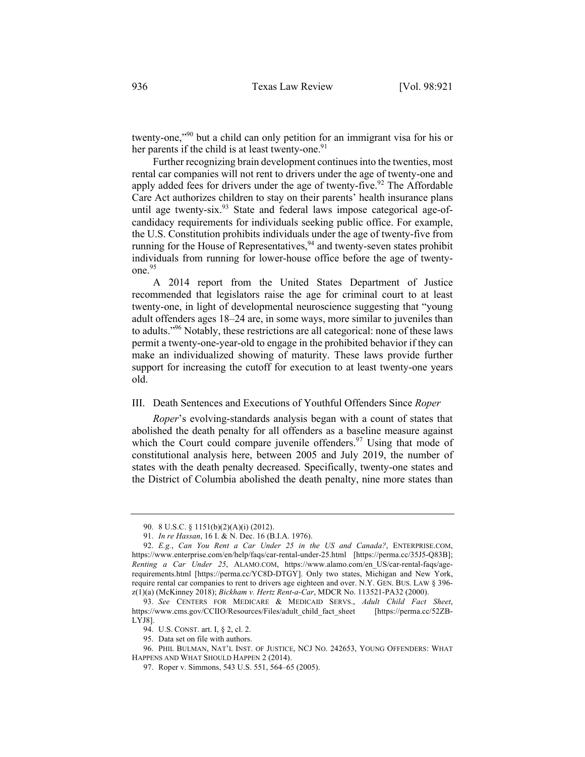twenty-one,"[90] but a child can only petition for an immigrant visa for his or her parents if the child is at least twenty-one.[91]

Further recognizing brain development continues into the twenties, most rental car companies will not rent to drivers under the age of twenty-one and apply added fees for drivers under the age of twenty-five.[92] The Affordable Care Act authorizes children to stay on their parents' health insurance plans until age twenty-six.[93] State and federal laws impose categorical age-of-candidacy requirements for individuals seeking public office. For example, the U.S. Constitution prohibits individuals under the age of twenty-five from running for the House of Representatives,[94] and twenty-seven states prohibit individuals from running for lower-house office before the age of twenty-one.[95]

A 2014 report from the United States Department of Justice recommended that legislators raise the age for criminal court to at least twenty-one, in light of developmental neuroscience suggesting that "young adult offenders ages 18–24 are, in some ways, more similar to juveniles than to adults."[96] Notably, these restrictions are all categorical: none of these laws permit a twenty-one-year-old to engage in the prohibited behavior if they can make an individualized showing of maturity. These laws provide further support for increasing the cutoff for execution to at least twenty-one years old.

## III. Death Sentences and Executions of Youthful Offenders Since *Roper*

*Roper*'s evolving-standards analysis began with a count of states that abolished the death penalty for all offenders as a baseline measure against which the Court could compare juvenile offenders.[97] Using that mode of constitutional analysis here, between 2005 and July 2019, the number of states with the death penalty decreased. Specifically, twenty-one states and the District of Columbia abolished the death penalty, nine more states than

---

90. 8 U.S.C. § 1151(b)(2)(A)(i) (2012).

91. *In re Hassan*, 16 I. & N. Dec. 16 (B.I.A. 1976).

92. *E.g.*, *Can You Rent a Car Under 25 in the US and Canada?*, ENTERPRISE.COM, https://www.enterprise.com/en/help/faqs/car-rental-under-25.html [https://perma.cc/35J5-Q83B]; *Renting a Car Under 25*, ALAMO.COM, https://www.alamo.com/en_US/car-rental-faqs/age-requirements.html [https://perma.cc/YC8D-DTGY]. Only two states, Michigan and New York, require rental car companies to rent to drivers age eighteen and over. N.Y. GEN. BUS. LAW § 396-z(1)(a) (McKinney 2018); *Bickham v. Hertz Rent-a-Car*, MDCR No. 113521-PA32 (2000).

93. *See* CENTERS FOR MEDICARE & MEDICAID SERVS., *Adult Child Fact Sheet*, https://www.cms.gov/CCIIO/Resources/Files/adult_child_fact_sheet [https://perma.cc/52ZB-LYJ8].

94. U.S. CONST. art. I, § 2, cl. 2.

95. Data set on file with authors.

96. PHIL BULMAN, NAT'L INST. OF JUSTICE, NCJ NO. 242653, YOUNG OFFENDERS: WHAT HAPPENS AND WHAT SHOULD HAPPEN 2 (2014).

97. Roper v. Simmons, 543 U.S. 551, 564–65 (2005).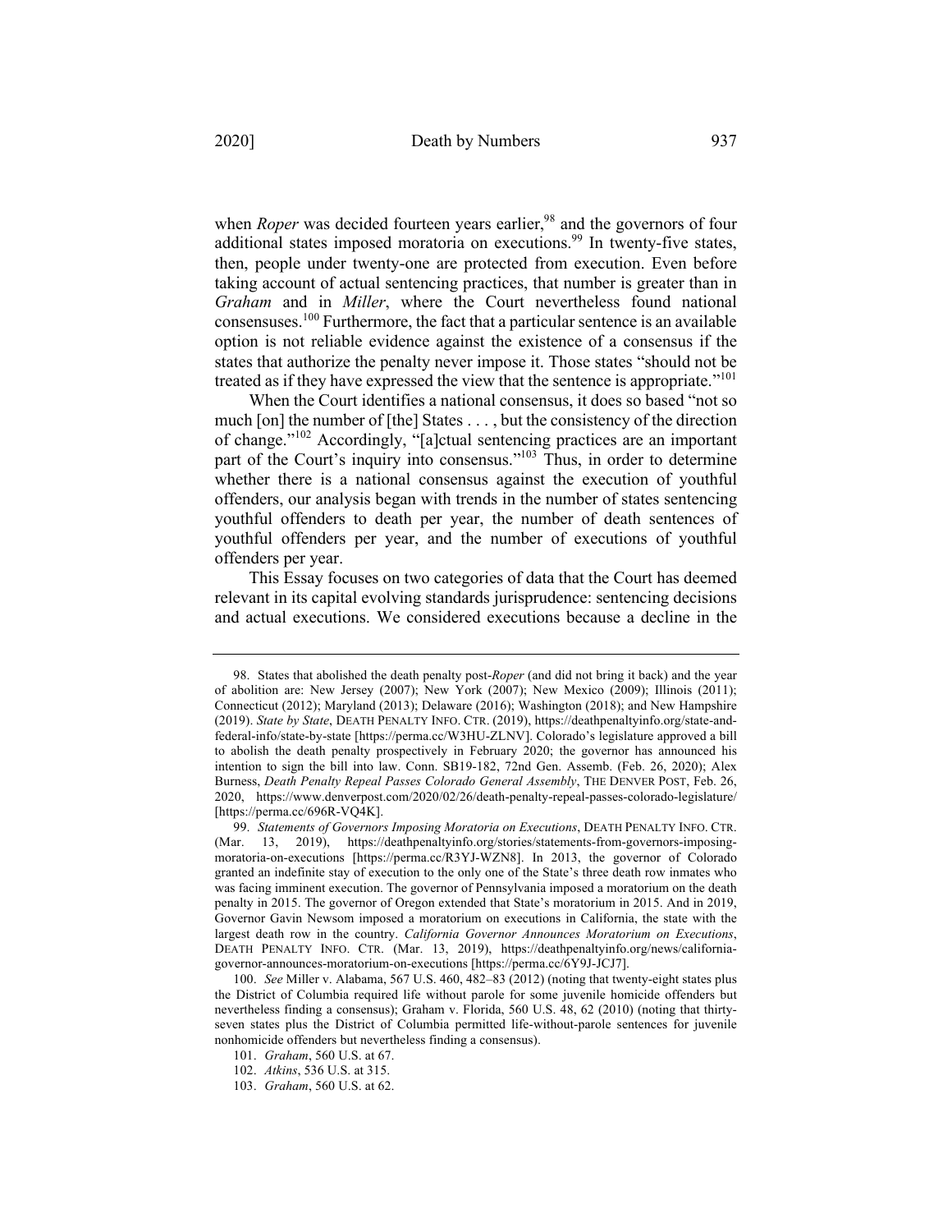when *Roper* was decided fourteen years earlier,[98] and the governors of four additional states imposed moratoria on executions.[99] In twenty-five states, then, people under twenty-one are protected from execution. Even before taking account of actual sentencing practices, that number is greater than in *Graham* and in *Miller*, where the Court nevertheless found national consensuses.[100] Furthermore, the fact that a particular sentence is an available option is not reliable evidence against the existence of a consensus if the states that authorize the penalty never impose it. Those states "should not be treated as if they have expressed the view that the sentence is appropriate."[101]

When the Court identifies a national consensus, it does so based "not so much [on] the number of [the] States . . . , but the consistency of the direction of change."[102] Accordingly, "[a]ctual sentencing practices are an important part of the Court's inquiry into consensus."[103] Thus, in order to determine whether there is a national consensus against the execution of youthful offenders, our analysis began with trends in the number of states sentencing youthful offenders to death per year, the number of death sentences of youthful offenders per year, and the number of executions of youthful offenders per year.

This Essay focuses on two categories of data that the Court has deemed relevant in its capital evolving standards jurisprudence: sentencing decisions and actual executions. We considered executions because a decline in the

---

98. States that abolished the death penalty post-*Roper* (and did not bring it back) and the year of abolition are: New Jersey (2007); New York (2007); New Mexico (2009); Illinois (2011); Connecticut (2012); Maryland (2013); Delaware (2016); Washington (2018); and New Hampshire (2019). *State by State*, DEATH PENALTY INFO. CTR. (2019), https://deathpenaltyinfo.org/state-and-federal-info/state-by-state [https://perma.cc/W3HU-ZLNV]. Colorado's legislature approved a bill to abolish the death penalty prospectively in February 2020; the governor has announced his intention to sign the bill into law. Conn. SB19-182, 72nd Gen. Assemb. (Feb. 26, 2020); Alex Burness, *Death Penalty Repeal Passes Colorado General Assembly*, THE DENVER POST, Feb. 26, 2020, https://www.denverpost.com/2020/02/26/death-penalty-repeal-passes-colorado-legislature/ [https://perma.cc/696R-VQ4K].

99. *Statements of Governors Imposing Moratoria on Executions*, DEATH PENALTY INFO. CTR. (Mar. 13, 2019), https://deathpenaltyinfo.org/stories/statements-from-governors-imposing-moratoria-on-executions [https://perma.cc/R3YJ-WZN8]. In 2013, the governor of Colorado granted an indefinite stay of execution to the only one of the State's three death row inmates who was facing imminent execution. The governor of Pennsylvania imposed a moratorium on the death penalty in 2015. The governor of Oregon extended that State's moratorium in 2015. And in 2019, Governor Gavin Newsom imposed a moratorium on executions in California, the state with the largest death row in the country. *California Governor Announces Moratorium on Executions*, DEATH PENALTY INFO. CTR. (Mar. 13, 2019), https://deathpenaltyinfo.org/news/california-governor-announces-moratorium-on-executions [https://perma.cc/6Y9J-JCJ7].

100. *See* Miller v. Alabama, 567 U.S. 460, 482–83 (2012) (noting that twenty-eight states plus the District of Columbia required life without parole for some juvenile homicide offenders but nevertheless finding a consensus); Graham v. Florida, 560 U.S. 48, 62 (2010) (noting that thirty-seven states plus the District of Columbia permitted life-without-parole sentences for juvenile nonhomicide offenders but nevertheless finding a consensus).

101. *Graham*, 560 U.S. at 67.

102. *Atkins*, 536 U.S. at 315.

103. *Graham*, 560 U.S. at 62.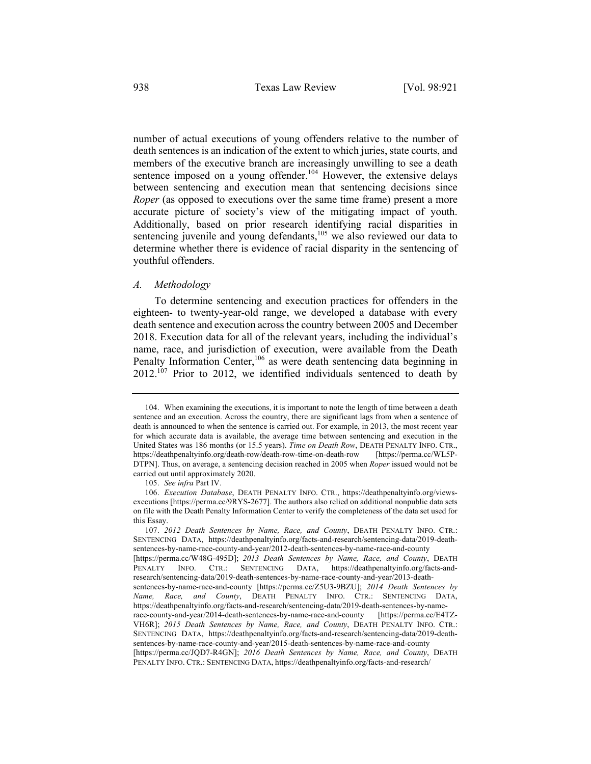number of actual executions of young offenders relative to the number of death sentences is an indication of the extent to which juries, state courts, and members of the executive branch are increasingly unwilling to see a death sentence imposed on a young offender.[104] However, the extensive delays between sentencing and execution mean that sentencing decisions since *Roper* (as opposed to executions over the same time frame) present a more accurate picture of society's view of the mitigating impact of youth. Additionally, based on prior research identifying racial disparities in sentencing juvenile and young defendants,[105] we also reviewed our data to determine whether there is evidence of racial disparity in the sentencing of youthful offenders.

### *A. Methodology*

To determine sentencing and execution practices for offenders in the eighteen- to twenty-year-old range, we developed a database with every death sentence and execution across the country between 2005 and December 2018. Execution data for all of the relevant years, including the individual's name, race, and jurisdiction of execution, were available from the Death Penalty Information Center,[106] as were death sentencing data beginning in 2012.[107] Prior to 2012, we identified individuals sentenced to death by

---

104. When examining the executions, it is important to note the length of time between a death sentence and an execution. Across the country, there are significant lags from when a sentence of death is announced to when the sentence is carried out. For example, in 2013, the most recent year for which accurate data is available, the average time between sentencing and execution in the United States was 186 months (or 15.5 years). *Time on Death Row*, DEATH PENALTY INFO. CTR., https://deathpenaltyinfo.org/death-row/death-row-time-on-death-row [https://perma.cc/WL5P-DTPN]. Thus, on average, a sentencing decision reached in 2005 when *Roper* issued would not be carried out until approximately 2020.

105. *See infra* Part IV.

106. *Execution Database*, DEATH PENALTY INFO. CTR., https://deathpenaltyinfo.org/views-executions [https://perma.cc/9RYS-2677]. The authors also relied on additional nonpublic data sets on file with the Death Penalty Information Center to verify the completeness of the data set used for this Essay.

107. *2012 Death Sentences by Name, Race, and County*, DEATH PENALTY INFO. CTR.: SENTENCING DATA, https://deathpenaltyinfo.org/facts-and-research/sentencing-data/2019-death-sentences-by-name-race-county-and-year/2012-death-sentences-by-name-race-and-county [https://perma.cc/W48G-495D]; *2013 Death Sentences by Name, Race, and County*, DEATH PENALTY INFO. CTR.: SENTENCING DATA, https://deathpenaltyinfo.org/facts-and-research/sentencing-data/2019-death-sentences-by-name-race-county-and-year/2013-death-sentences-by-name-race-and-county [https://perma.cc/Z5U3-9BZU]; *2014 Death Sentences by Name, Race, and County*, DEATH PENALTY INFO. CTR.: SENTENCING DATA, https://deathpenaltyinfo.org/facts-and-research/sentencing-data/2019-death-sentences-by-name-race-county-and-year/2014-death-sentences-by-name-race-and-county [https://perma.cc/E4TZ-VH6R]; *2015 Death Sentences by Name, Race, and County*, DEATH PENALTY INFO. CTR.: SENTENCING DATA, https://deathpenaltyinfo.org/facts-and-research/sentencing-data/2019-death-sentences-by-name-race-county-and-year/2015-death-sentences-by-name-race-and-county [https://perma.cc/JQD7-R4GN]; *2016 Death Sentences by Name, Race, and County*, DEATH PENALTY INFO. CTR.: SENTENCING DATA, https://deathpenaltyinfo.org/facts-and-research/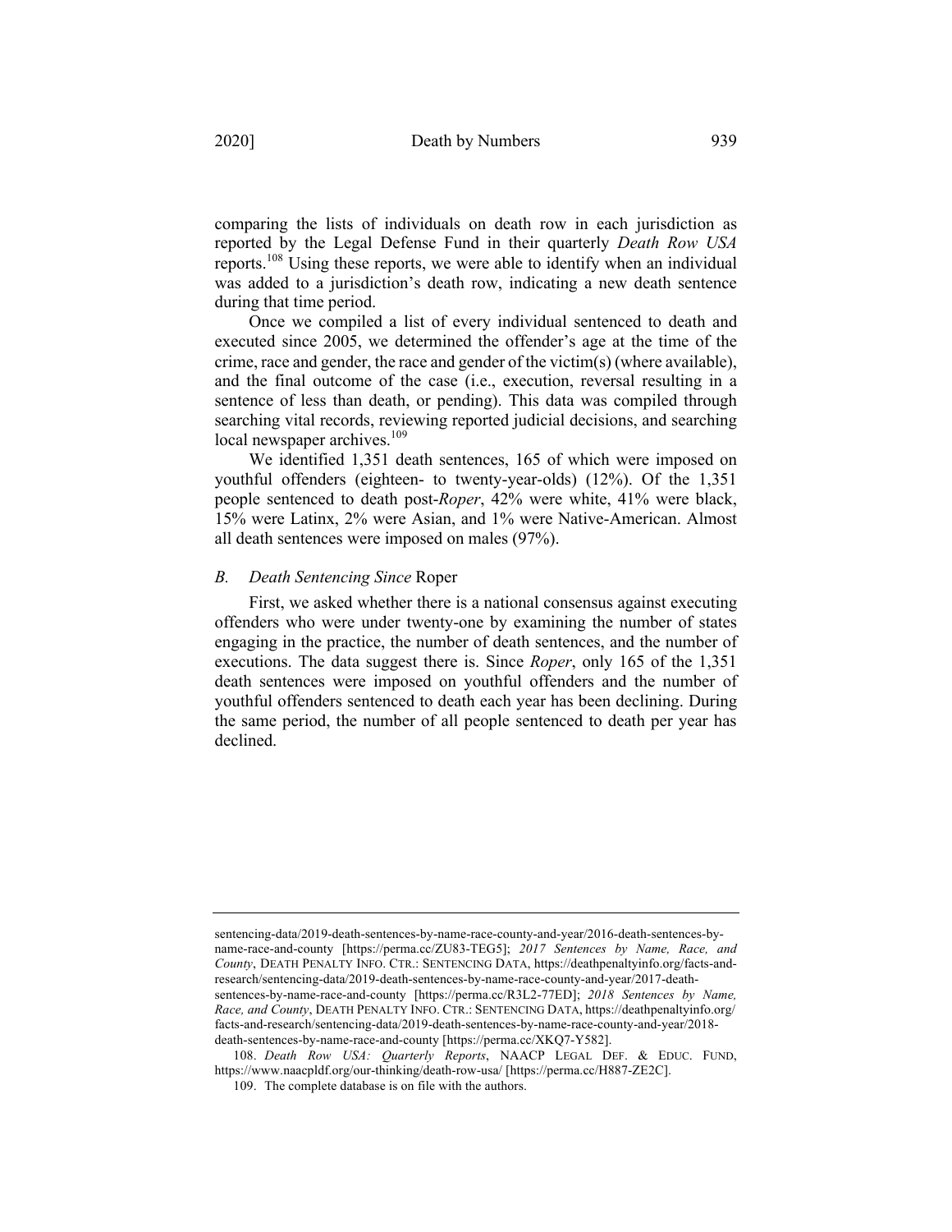comparing the lists of individuals on death row in each jurisdiction as reported by the Legal Defense Fund in their quarterly *Death Row USA* reports.[108] Using these reports, we were able to identify when an individual was added to a jurisdiction's death row, indicating a new death sentence during that time period.

Once we compiled a list of every individual sentenced to death and executed since 2005, we determined the offender's age at the time of the crime, race and gender, the race and gender of the victim(s) (where available), and the final outcome of the case (i.e., execution, reversal resulting in a sentence of less than death, or pending). This data was compiled through searching vital records, reviewing reported judicial decisions, and searching local newspaper archives.[109]

We identified 1,351 death sentences, 165 of which were imposed on youthful offenders (eighteen- to twenty-year-olds) (12%). Of the 1,351 people sentenced to death post-*Roper*, 42% were white, 41% were black, 15% were Latinx, 2% were Asian, and 1% were Native-American. Almost all death sentences were imposed on males (97%).

### *B. Death Sentencing Since* Roper

First, we asked whether there is a national consensus against executing offenders who were under twenty-one by examining the number of states engaging in the practice, the number of death sentences, and the number of executions. The data suggest there is. Since *Roper*, only 165 of the 1,351 death sentences were imposed on youthful offenders and the number of youthful offenders sentenced to death each year has been declining. During the same period, the number of all people sentenced to death per year has declined.

---

sentencing-data/2019-death-sentences-by-name-race-county-and-year/2016-death-sentences-by-name-race-and-county [https://perma.cc/ZU83-TEG5]; *2017 Sentences by Name, Race, and County*, DEATH PENALTY INFO. CTR.: SENTENCING DATA, https://deathpenaltyinfo.org/facts-and-research/sentencing-data/2019-death-sentences-by-name-race-county-and-year/2017-death-sentences-by-name-race-and-county [https://perma.cc/R3L2-77ED]; *2018 Sentences by Name, Race, and County*, DEATH PENALTY INFO. CTR.: SENTENCING DATA, https://deathpenaltyinfo.org/facts-and-research/sentencing-data/2019-death-sentences-by-name-race-county-and-year/2018-death-sentences-by-name-race-and-county [https://perma.cc/XKQ7-Y582].

108. *Death Row USA: Quarterly Reports*, NAACP LEGAL DEF. & EDUC. FUND, https://www.naacpldf.org/our-thinking/death-row-usa/ [https://perma.cc/H887-ZE2C].

109. The complete database is on file with the authors.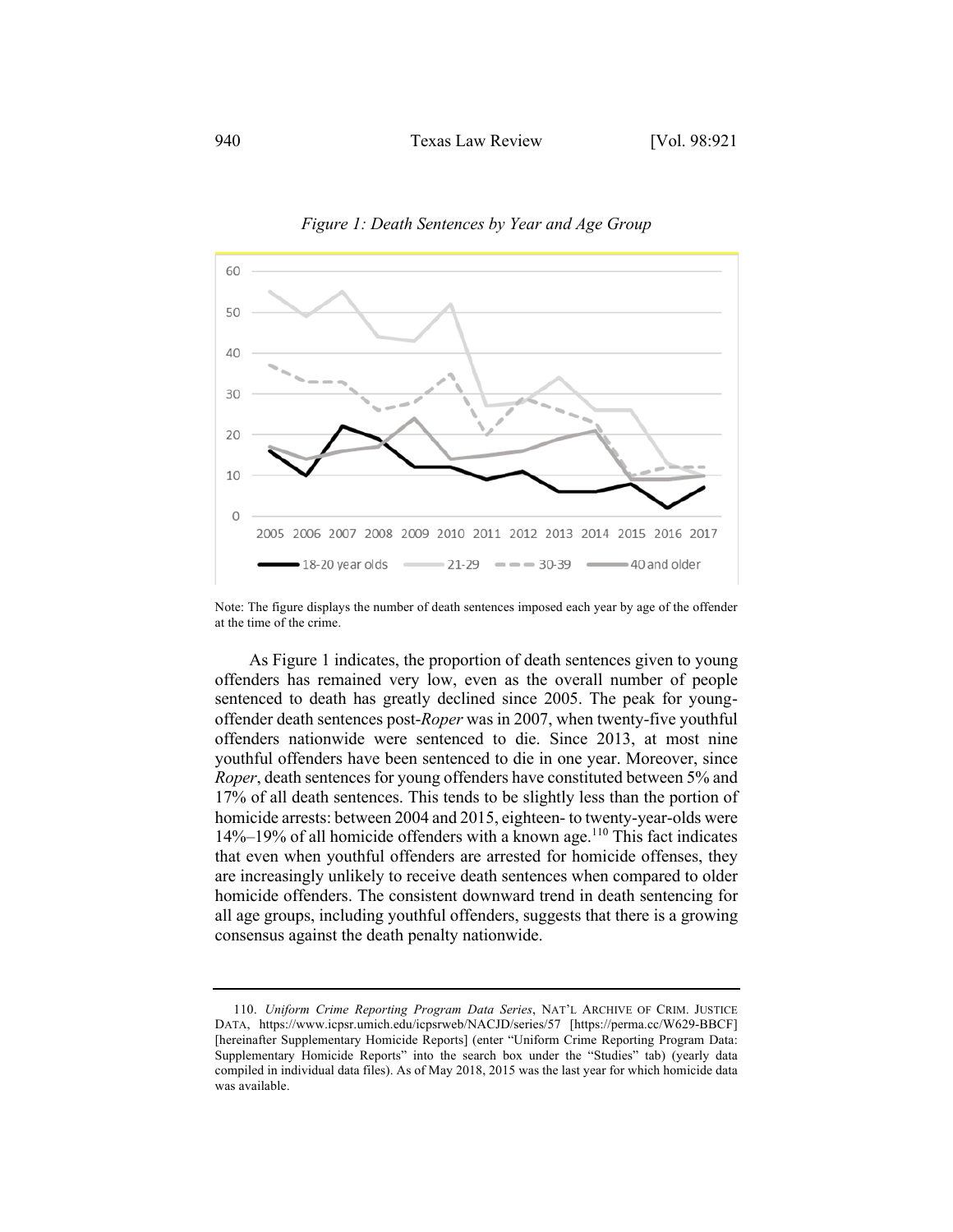*Figure 1: Death Sentences by Year and Age Group*

Note: The figure displays the number of death sentences imposed each year by age of the offender at the time of the crime.

As Figure 1 indicates, the proportion of death sentences given to young offenders has remained very low, even as the overall number of people sentenced to death has greatly declined since 2005. The peak for young-offender death sentences post-*Roper* was in 2007, when twenty-five youthful offenders nationwide were sentenced to die. Since 2013, at most nine youthful offenders have been sentenced to die in one year. Moreover, since *Roper*, death sentences for young offenders have constituted between 5% and 17% of all death sentences. This tends to be slightly less than the portion of homicide arrests: between 2004 and 2015, eighteen- to twenty-year-olds were 14%–19% of all homicide offenders with a known age.[110] This fact indicates that even when youthful offenders are arrested for homicide offenses, they are increasingly unlikely to receive death sentences when compared to older homicide offenders. The consistent downward trend in death sentencing for all age groups, including youthful offenders, suggests that there is a growing consensus against the death penalty nationwide.

---

110. *Uniform Crime Reporting Program Data Series*, NAT'L ARCHIVE OF CRIM. JUSTICE DATA, https://www.icpsr.umich.edu/icpsrweb/NACJD/series/57 [https://perma.cc/W629-BBCF] [hereinafter Supplementary Homicide Reports] (enter "Uniform Crime Reporting Program Data: Supplementary Homicide Reports" into the search box under the "Studies" tab) (yearly data compiled in individual data files). As of May 2018, 2015 was the last year for which homicide data was available.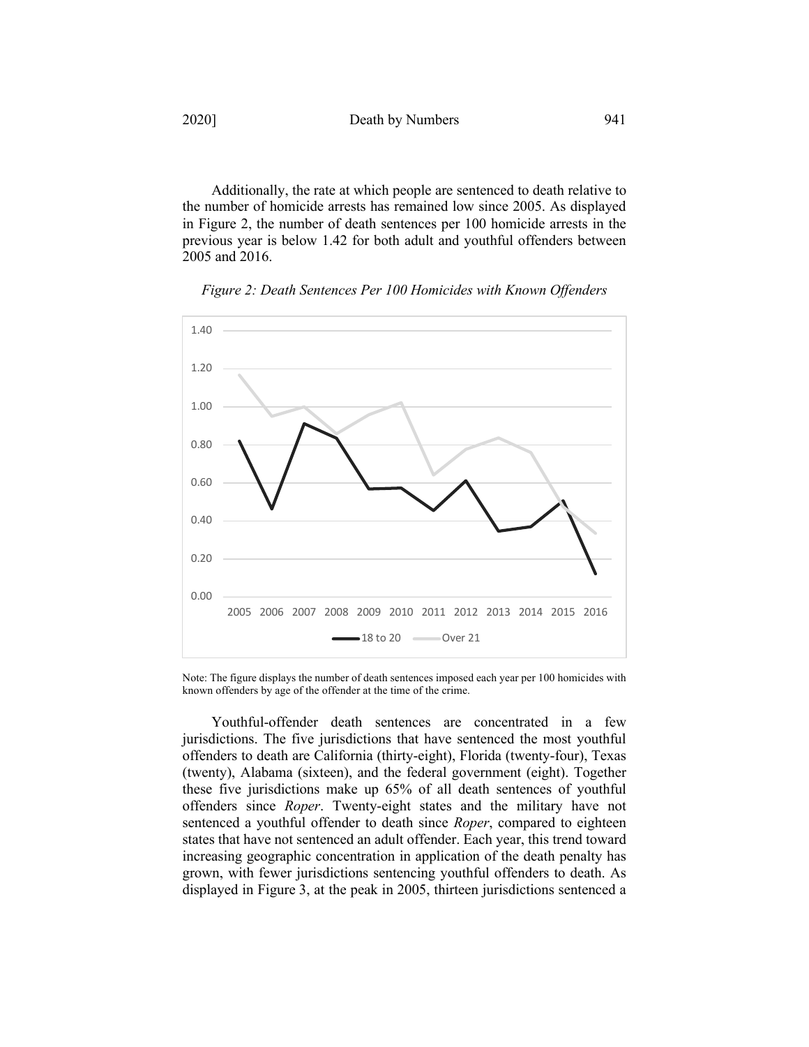Additionally, the rate at which people are sentenced to death relative to the number of homicide arrests has remained low since 2005. As displayed in Figure 2, the number of death sentences per 100 homicide arrests in the previous year is below 1.42 for both adult and youthful offenders between 2005 and 2016.

*Figure 2: Death Sentences Per 100 Homicides with Known Offenders*

Note: The figure displays the number of death sentences imposed each year per 100 homicides with known offenders by age of the offender at the time of the crime.

Youthful-offender death sentences are concentrated in a few jurisdictions. The five jurisdictions that have sentenced the most youthful offenders to death are California (thirty-eight), Florida (twenty-four), Texas (twenty), Alabama (sixteen), and the federal government (eight). Together these five jurisdictions make up 65% of all death sentences of youthful offenders since *Roper*. Twenty-eight states and the military have not sentenced a youthful offender to death since *Roper*, compared to eighteen states that have not sentenced an adult offender. Each year, this trend toward increasing geographic concentration in application of the death penalty has grown, with fewer jurisdictions sentencing youthful offenders to death. As displayed in Figure 3, at the peak in 2005, thirteen jurisdictions sentenced a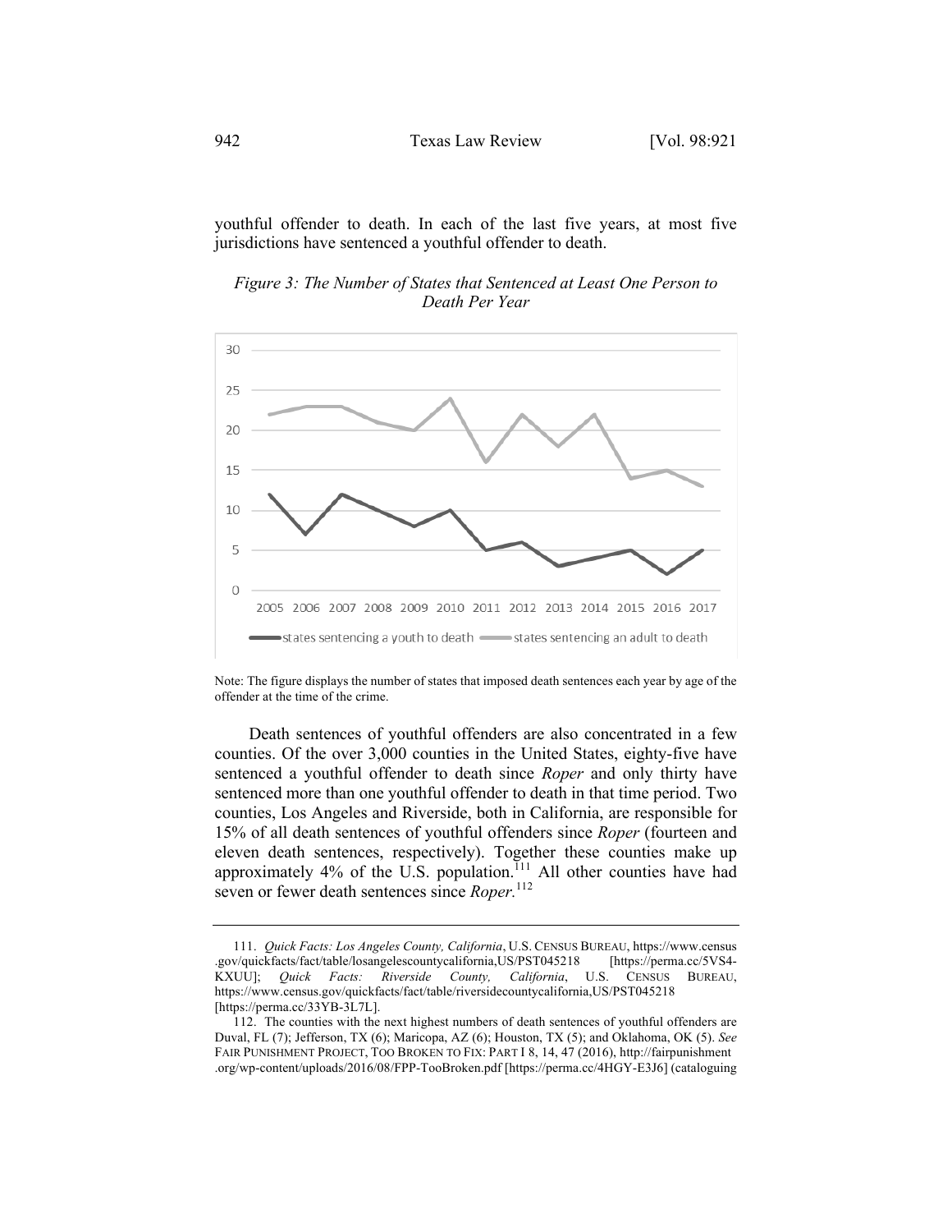youthful offender to death. In each of the last five years, at most five jurisdictions have sentenced a youthful offender to death.

*Figure 3: The Number of States that Sentenced at Least One Person to Death Per Year*

Note: The figure displays the number of states that imposed death sentences each year by age of the offender at the time of the crime.

Death sentences of youthful offenders are also concentrated in a few counties. Of the over 3,000 counties in the United States, eighty-five have sentenced a youthful offender to death since *Roper* and only thirty have sentenced more than one youthful offender to death in that time period. Two counties, Los Angeles and Riverside, both in California, are responsible for 15% of all death sentences of youthful offenders since *Roper* (fourteen and eleven death sentences, respectively). Together these counties make up approximately 4% of the U.S. population.[111] All other counties have had seven or fewer death sentences since *Roper*.[112]

---

111. *Quick Facts: Los Angeles County, California*, U.S. CENSUS BUREAU, https://www.census.gov/quickfacts/fact/table/losangelescountycalifornia,US/PST045218 [https://perma.cc/5VS4-KXUU]; *Quick Facts: Riverside County, California*, U.S. CENSUS BUREAU, https://www.census.gov/quickfacts/fact/table/riversidecountycalifornia,US/PST045218 [https://perma.cc/33YB-3L7L].

112. The counties with the next highest numbers of death sentences of youthful offenders are Duval, FL (7); Jefferson, TX (6); Maricopa, AZ (6); Houston, TX (5); and Oklahoma, OK (5). *See* FAIR PUNISHMENT PROJECT, TOO BROKEN TO FIX: PART I 8, 14, 47 (2016), http://fairpunishment.org/wp-content/uploads/2016/08/FPP-TooBroken.pdf [https://perma.cc/4HGY-E3J6] (cataloguing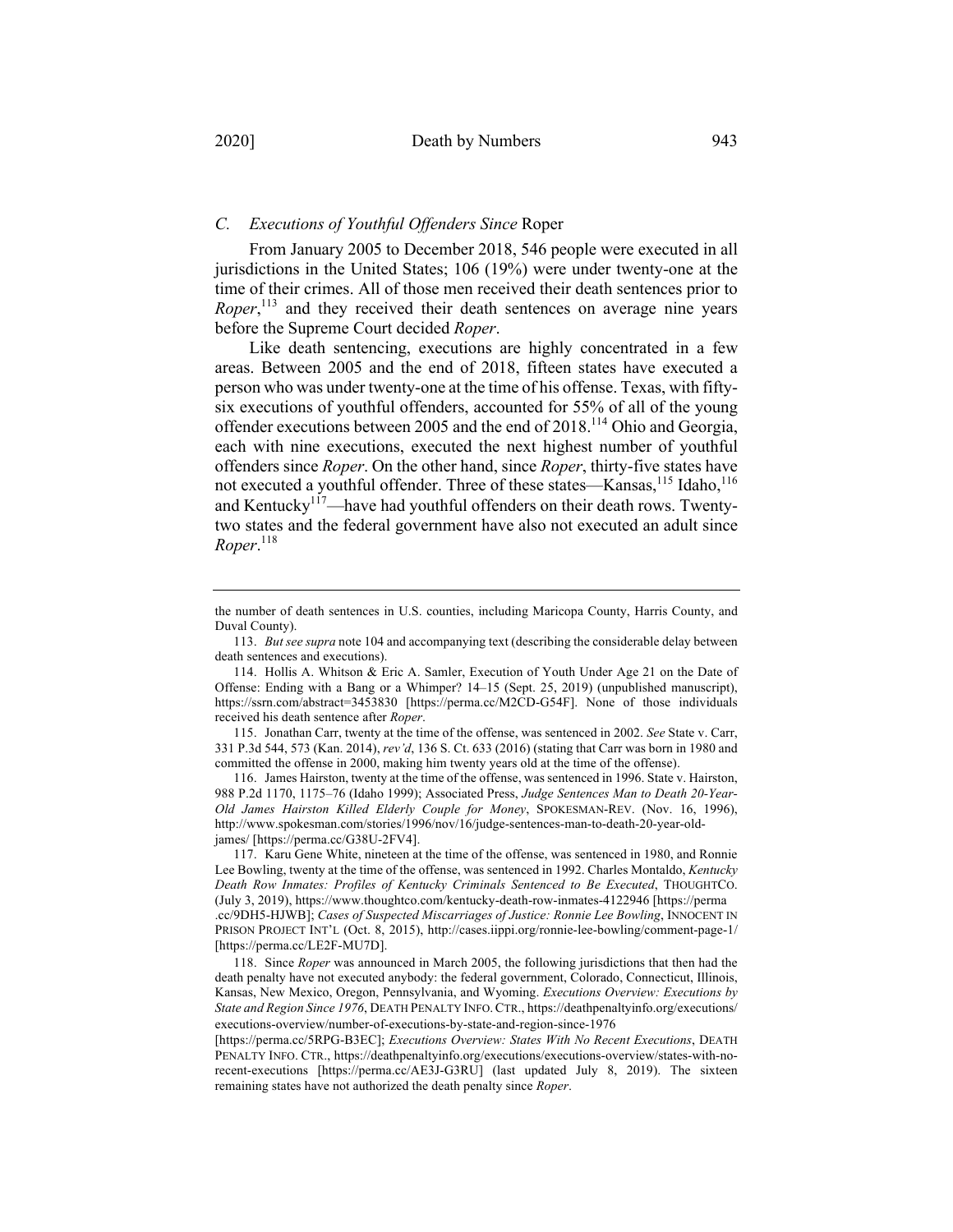### C. *Executions of Youthful Offenders Since* Roper

From January 2005 to December 2018, 546 people were executed in all jurisdictions in the United States; 106 (19%) were under twenty-one at the time of their crimes. All of those men received their death sentences prior to *Roper*,[113] and they received their death sentences on average nine years before the Supreme Court decided *Roper*.

Like death sentencing, executions are highly concentrated in a few areas. Between 2005 and the end of 2018, fifteen states have executed a person who was under twenty-one at the time of his offense. Texas, with fifty-six executions of youthful offenders, accounted for 55% of all of the young offender executions between 2005 and the end of 2018.[114] Ohio and Georgia, each with nine executions, executed the next highest number of youthful offenders since *Roper*. On the other hand, since *Roper*, thirty-five states have not executed a youthful offender. Three of these states—Kansas,[115] Idaho,[116] and Kentucky[117]—have had youthful offenders on their death rows. Twenty-two states and the federal government have also not executed an adult since *Roper*.[118]

---

the number of death sentences in U.S. counties, including Maricopa County, Harris County, and Duval County).

113. *But see supra* note 104 and accompanying text (describing the considerable delay between death sentences and executions).

114. Hollis A. Whitson & Eric A. Samler, Execution of Youth Under Age 21 on the Date of Offense: Ending with a Bang or a Whimper? 14–15 (Sept. 25, 2019) (unpublished manuscript), https://ssrn.com/abstract=3453830 [https://perma.cc/M2CD-G54F]. None of those individuals received his death sentence after *Roper*.

115. Jonathan Carr, twenty at the time of the offense, was sentenced in 2002. *See* State v. Carr, 331 P.3d 544, 573 (Kan. 2014), *rev'd*, 136 S. Ct. 633 (2016) (stating that Carr was born in 1980 and committed the offense in 2000, making him twenty years old at the time of the offense).

116. James Hairston, twenty at the time of the offense, was sentenced in 1996. State v. Hairston, 988 P.2d 1170, 1175–76 (Idaho 1999); Associated Press, *Judge Sentences Man to Death 20-Year-Old James Hairston Killed Elderly Couple for Money*, SPOKESMAN-REV. (Nov. 16, 1996), http://www.spokesman.com/stories/1996/nov/16/judge-sentences-man-to-death-20-year-old-james/ [https://perma.cc/G38U-2FV4].

117. Karu Gene White, nineteen at the time of the offense, was sentenced in 1980, and Ronnie Lee Bowling, twenty at the time of the offense, was sentenced in 1992. Charles Montaldo, *Kentucky Death Row Inmates: Profiles of Kentucky Criminals Sentenced to Be Executed*, THOUGHTCO. (July 3, 2019), https://www.thoughtco.com/kentucky-death-row-inmates-4122946 [https://perma.cc/9DH5-HJWB]; *Cases of Suspected Miscarriages of Justice: Ronnie Lee Bowling*, INNOCENT IN PRISON PROJECT INT'L (Oct. 8, 2015), http://cases.iippi.org/ronnie-lee-bowling/comment-page-1/ [https://perma.cc/LE2F-MU7D].

118. Since *Roper* was announced in March 2005, the following jurisdictions that then had the death penalty have not executed anybody: the federal government, Colorado, Connecticut, Illinois, Kansas, New Mexico, Oregon, Pennsylvania, and Wyoming. *Executions Overview: Executions by State and Region Since 1976*, DEATH PENALTY INFO. CTR., https://deathpenaltyinfo.org/executions/executions-overview/number-of-executions-by-state-and-region-since-1976 [https://perma.cc/5RPG-B3EC]; *Executions Overview: States With No Recent Executions*, DEATH PENALTY INFO. CTR., https://deathpenaltyinfo.org/executions/executions-overview/states-with-no-recent-executions [https://perma.cc/AE3J-G3RU] (last updated July 8, 2019). The sixteen remaining states have not authorized the death penalty since *Roper*.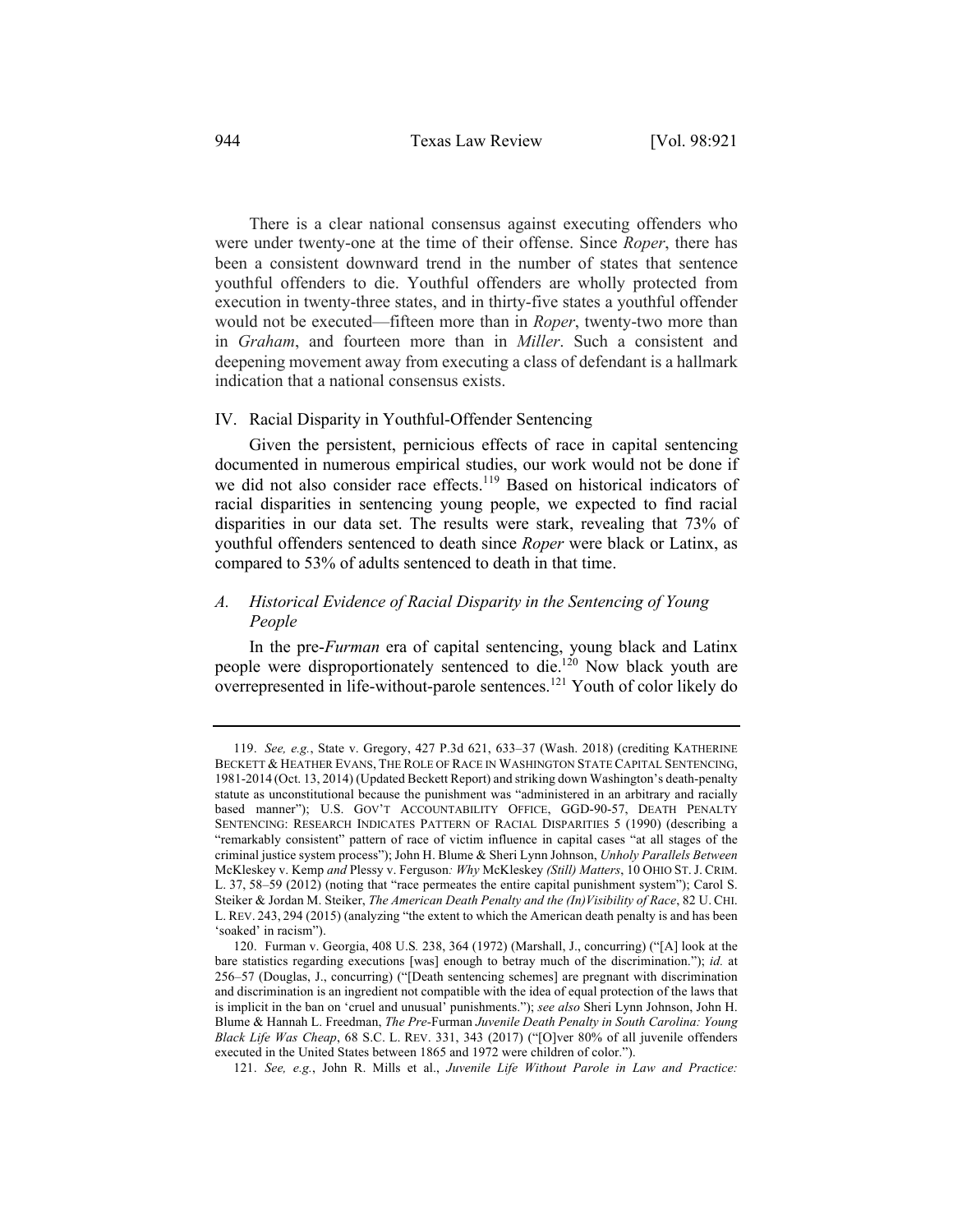There is a clear national consensus against executing offenders who were under twenty-one at the time of their offense. Since *Roper*, there has been a consistent downward trend in the number of states that sentence youthful offenders to die. Youthful offenders are wholly protected from execution in twenty-three states, and in thirty-five states a youthful offender would not be executed—fifteen more than in *Roper*, twenty-two more than in *Graham*, and fourteen more than in *Miller*. Such a consistent and deepening movement away from executing a class of defendant is a hallmark indication that a national consensus exists.

## IV. Racial Disparity in Youthful-Offender Sentencing

Given the persistent, pernicious effects of race in capital sentencing documented in numerous empirical studies, our work would not be done if we did not also consider race effects.[119] Based on historical indicators of racial disparities in sentencing young people, we expected to find racial disparities in our data set. The results were stark, revealing that 73% of youthful offenders sentenced to death since *Roper* were black or Latinx, as compared to 53% of adults sentenced to death in that time.

### *A. Historical Evidence of Racial Disparity in the Sentencing of Young People*

In the pre-*Furman* era of capital sentencing, young black and Latinx people were disproportionately sentenced to die.[120] Now black youth are overrepresented in life-without-parole sentences.[121] Youth of color likely do

---

119. *See, e.g.*, State v. Gregory, 427 P.3d 621, 633–37 (Wash. 2018) (crediting KATHERINE BECKETT & HEATHER EVANS, THE ROLE OF RACE IN WASHINGTON STATE CAPITAL SENTENCING, 1981-2014 (Oct. 13, 2014) (Updated Beckett Report) and striking down Washington's death-penalty statute as unconstitutional because the punishment was "administered in an arbitrary and racially based manner"); U.S. GOV'T ACCOUNTABILITY OFFICE, GGD-90-57, DEATH PENALTY SENTENCING: RESEARCH INDICATES PATTERN OF RACIAL DISPARITIES 5 (1990) (describing a "remarkably consistent" pattern of race of victim influence in capital cases "at all stages of the criminal justice system process"); John H. Blume & Sheri Lynn Johnson, *Unholy Parallels Between* McKleskey v. Kemp *and* Plessy v. Ferguson*: Why* McKleskey *(Still) Matters*, 10 OHIO ST. J. CRIM. L. 37, 58–59 (2012) (noting that "race permeates the entire capital punishment system"); Carol S. Steiker & Jordan M. Steiker, *The American Death Penalty and the (In)Visibility of Race*, 82 U. CHI. L. REV. 243, 294 (2015) (analyzing "the extent to which the American death penalty is and has been 'soaked' in racism").

120. Furman v. Georgia, 408 U.S. 238, 364 (1972) (Marshall, J., concurring) ("[A] look at the bare statistics regarding executions [was] enough to betray much of the discrimination."); *id.* at 256–57 (Douglas, J., concurring) ("[Death sentencing schemes] are pregnant with discrimination and discrimination is an ingredient not compatible with the idea of equal protection of the laws that is implicit in the ban on 'cruel and unusual' punishments."); *see also* Sheri Lynn Johnson, John H. Blume & Hannah L. Freedman, *The Pre-*Furman *Juvenile Death Penalty in South Carolina: Young Black Life Was Cheap*, 68 S.C. L. REV. 331, 343 (2017) ("[O]ver 80% of all juvenile offenders executed in the United States between 1865 and 1972 were children of color.").

121. *See, e.g.*, John R. Mills et al., *Juvenile Life Without Parole in Law and Practice:*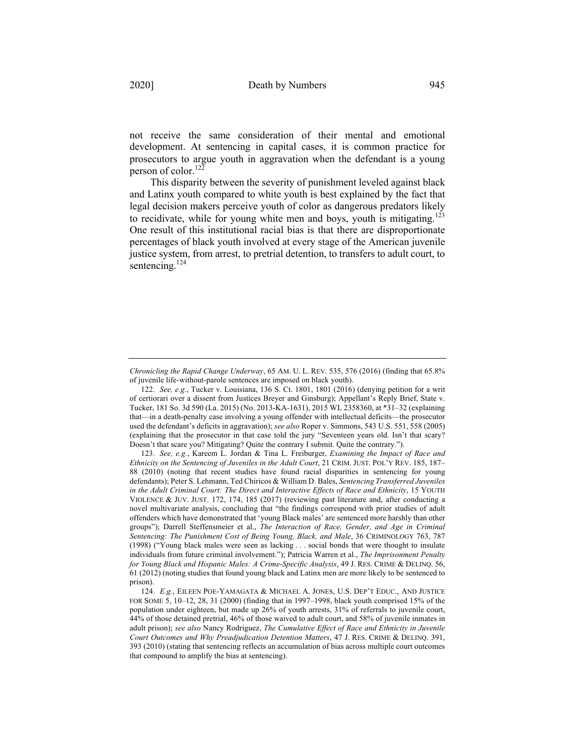not receive the same consideration of their mental and emotional development. At sentencing in capital cases, it is common practice for prosecutors to argue youth in aggravation when the defendant is a young person of color.[122]

This disparity between the severity of punishment leveled against black and Latinx youth compared to white youth is best explained by the fact that legal decision makers perceive youth of color as dangerous predators likely to recidivate, while for young white men and boys, youth is mitigating.[123] One result of this institutional racial bias is that there are disproportionate percentages of black youth involved at every stage of the American juvenile justice system, from arrest, to pretrial detention, to transfers to adult court, to sentencing.[124]

---

*Chronicling the Rapid Change Underway*, 65 AM. U. L. REV. 535, 576 (2016) (finding that 65.8% of juvenile life-without-parole sentences are imposed on black youth).

122. *See, e.g.*, Tucker v. Louisiana, 136 S. Ct. 1801, 1801 (2016) (denying petition for a writ of certiorari over a dissent from Justices Breyer and Ginsburg); Appellant's Reply Brief, State v. Tucker, 181 So. 3d 590 (La. 2015) (No. 2013-KA-1631), 2015 WL 2358360, at *31–32 (explaining that—in a death-penalty case involving a young offender with intellectual deficits—the prosecutor used the defendant's deficits in aggravation); *see also* Roper v. Simmons, 543 U.S. 551, 558 (2005) (explaining that the prosecutor in that case told the jury "Seventeen years old. Isn't that scary? Doesn't that scare you? Mitigating? Quite the contrary I submit. Quite the contrary.").

123. *See, e.g.*, Kareem L. Jordan & Tina L. Freiburger, *Examining the Impact of Race and Ethnicity on the Sentencing of Juveniles in the Adult Court*, 21 CRIM. JUST. POL'Y REV. 185, 187–88 (2010) (noting that recent studies have found racial disparities in sentencing for young defendants); Peter S. Lehmann, Ted Chiricos & William D. Bales, *Sentencing Transferred Juveniles in the Adult Criminal Court: The Direct and Interactive Effects of Race and Ethnicity*, 15 YOUTH VIOLENCE & JUV. JUST. 172, 174, 185 (2017) (reviewing past literature and, after conducting a novel multivariate analysis, concluding that "the findings correspond with prior studies of adult offenders which have demonstrated that 'young Black males' are sentenced more harshly than other groups"); Darrell Steffensmeier et al., *The Interaction of Race, Gender, and Age in Criminal Sentencing: The Punishment Cost of Being Young, Black, and Male*, 36 CRIMINOLOGY 763, 787 (1998) ("Young black males were seen as lacking . . . social bonds that were thought to insulate individuals from future criminal involvement."); Patricia Warren et al., *The Imprisonment Penalty for Young Black and Hispanic Males: A Crime-Specific Analysis*, 49 J. RES. CRIME & DELINQ. 56, 61 (2012) (noting studies that found young black and Latinx men are more likely to be sentenced to prison).

124. *E.g.*, EILEEN POE-YAMAGATA & MICHAEL A. JONES, U.S. DEP'T EDUC., AND JUSTICE FOR SOME 5, 10–12, 28, 31 (2000) (finding that in 1997–1998, black youth comprised 15% of the population under eighteen, but made up 26% of youth arrests, 31% of referrals to juvenile court, 44% of those detained pretrial, 46% of those waived to adult court, and 58% of juvenile inmates in adult prison); *see also* Nancy Rodriguez, *The Cumulative Effect of Race and Ethnicity in Juvenile Court Outcomes and Why Preadjudication Detention Matters*, 47 J. RES. CRIME & DELINQ. 391, 393 (2010) (stating that sentencing reflects an accumulation of bias across multiple court outcomes that compound to amplify the bias at sentencing).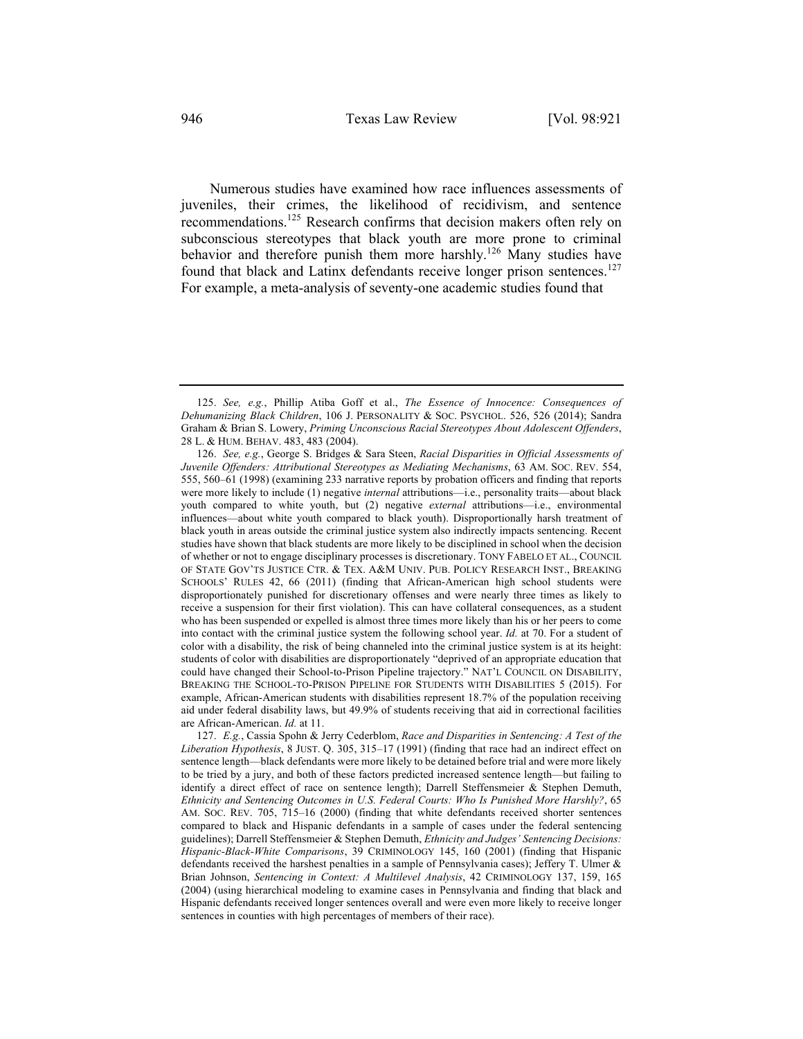Numerous studies have examined how race influences assessments of juveniles, their crimes, the likelihood of recidivism, and sentence recommendations.[125] Research confirms that decision makers often rely on subconscious stereotypes that black youth are more prone to criminal behavior and therefore punish them more harshly.[126] Many studies have found that black and Latinx defendants receive longer prison sentences.[127] For example, a meta-analysis of seventy-one academic studies found that

---

125. *See, e.g.*, Phillip Atiba Goff et al., *The Essence of Innocence: Consequences of Dehumanizing Black Children*, 106 J. PERSONALITY & SOC. PSYCHOL. 526, 526 (2014); Sandra Graham & Brian S. Lowery, *Priming Unconscious Racial Stereotypes About Adolescent Offenders*, 28 L. & HUM. BEHAV. 483, 483 (2004).

126. *See, e.g.*, George S. Bridges & Sara Steen, *Racial Disparities in Official Assessments of Juvenile Offenders: Attributional Stereotypes as Mediating Mechanisms*, 63 AM. SOC. REV. 554, 555, 560–61 (1998) (examining 233 narrative reports by probation officers and finding that reports were more likely to include (1) negative *internal* attributions—i.e., personality traits—about black youth compared to white youth, but (2) negative *external* attributions—i.e., environmental influences—about white youth compared to black youth). Disproportionally harsh treatment of black youth in areas outside the criminal justice system also indirectly impacts sentencing. Recent studies have shown that black students are more likely to be disciplined in school when the decision of whether or not to engage disciplinary processes is discretionary. TONY FABELO ET AL., COUNCIL OF STATE GOV'TS JUSTICE CTR. & TEX. A&M UNIV. PUB. POLICY RESEARCH INST., BREAKING SCHOOLS' RULES 42, 66 (2011) (finding that African-American high school students were disproportionately punished for discretionary offenses and were nearly three times as likely to receive a suspension for their first violation). This can have collateral consequences, as a student who has been suspended or expelled is almost three times more likely than his or her peers to come into contact with the criminal justice system the following school year. *Id.* at 70. For a student of color with a disability, the risk of being channeled into the criminal justice system is at its height: students of color with disabilities are disproportionately "deprived of an appropriate education that could have changed their School-to-Prison Pipeline trajectory." NAT'L COUNCIL ON DISABILITY, BREAKING THE SCHOOL-TO-PRISON PIPELINE FOR STUDENTS WITH DISABILITIES 5 (2015). For example, African-American students with disabilities represent 18.7% of the population receiving aid under federal disability laws, but 49.9% of students receiving that aid in correctional facilities are African-American. *Id.* at 11.

127. *E.g.*, Cassia Spohn & Jerry Cederblom, *Race and Disparities in Sentencing: A Test of the Liberation Hypothesis*, 8 JUST. Q. 305, 315–17 (1991) (finding that race had an indirect effect on sentence length—black defendants were more likely to be detained before trial and were more likely to be tried by a jury, and both of these factors predicted increased sentence length—but failing to identify a direct effect of race on sentence length); Darrell Steffensmeier & Stephen Demuth, *Ethnicity and Sentencing Outcomes in U.S. Federal Courts: Who Is Punished More Harshly?*, 65 AM. SOC. REV. 705, 715–16 (2000) (finding that white defendants received shorter sentences compared to black and Hispanic defendants in a sample of cases under the federal sentencing guidelines); Darrell Steffensmeier & Stephen Demuth, *Ethnicity and Judges' Sentencing Decisions: Hispanic-Black-White Comparisons*, 39 CRIMINOLOGY 145, 160 (2001) (finding that Hispanic defendants received the harshest penalties in a sample of Pennsylvania cases); Jeffery T. Ulmer & Brian Johnson, *Sentencing in Context: A Multilevel Analysis*, 42 CRIMINOLOGY 137, 159, 165 (2004) (using hierarchical modeling to examine cases in Pennsylvania and finding that black and Hispanic defendants received longer sentences overall and were even more likely to receive longer sentences in counties with high percentages of members of their race).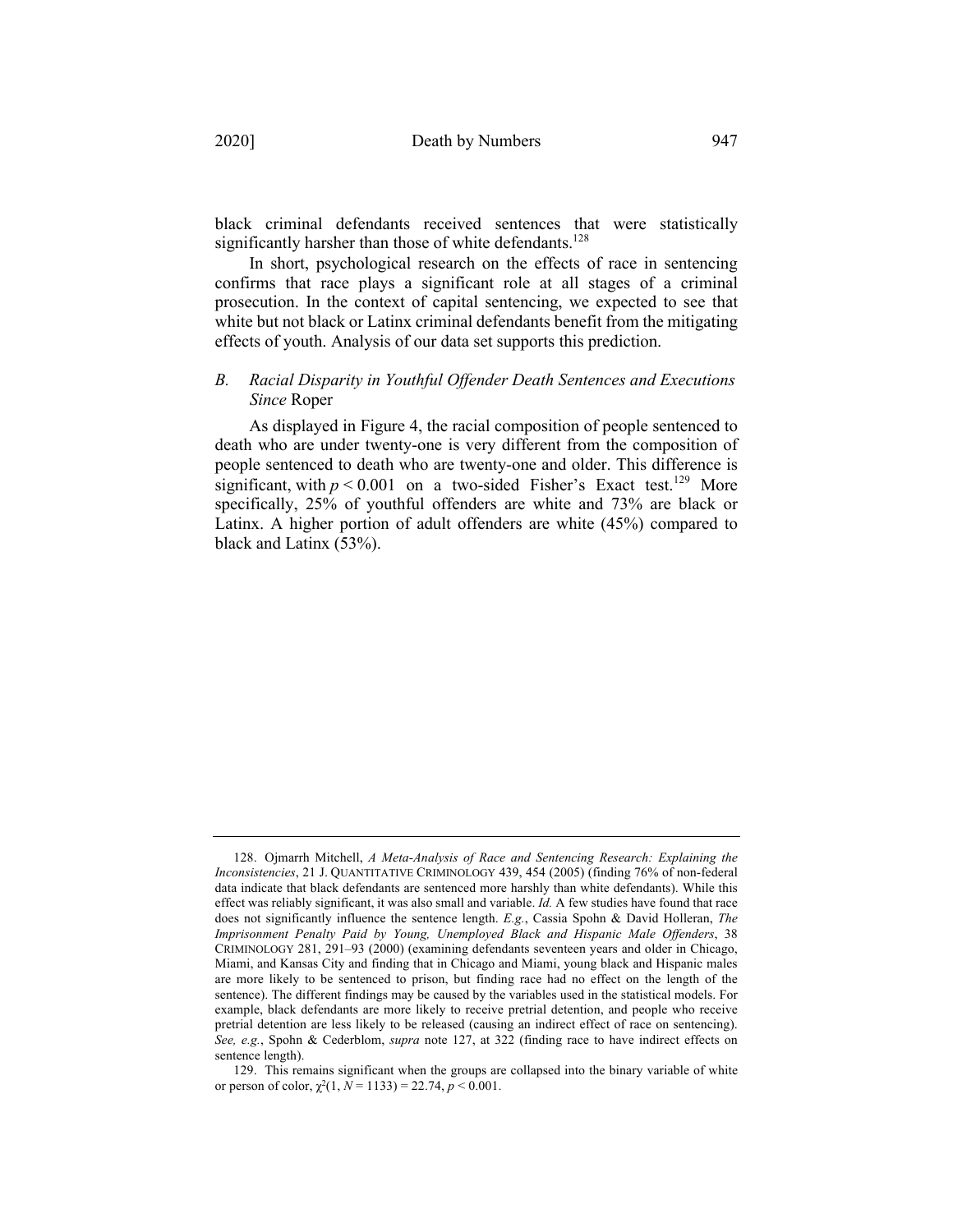black criminal defendants received sentences that were statistically significantly harsher than those of white defendants.[128]

In short, psychological research on the effects of race in sentencing confirms that race plays a significant role at all stages of a criminal prosecution. In the context of capital sentencing, we expected to see that white but not black or Latinx criminal defendants benefit from the mitigating effects of youth. Analysis of our data set supports this prediction.

### *B. Racial Disparity in Youthful Offender Death Sentences and Executions Since* Roper

As displayed in Figure 4, the racial composition of people sentenced to death who are under twenty-one is very different from the composition of people sentenced to death who are twenty-one and older. This difference is significant, with $p < 0.001$ on a two-sided Fisher's Exact test.[129] More specifically, 25% of youthful offenders are white and 73% are black or Latinx. A higher portion of adult offenders are white (45%) compared to black and Latinx (53%).

---

128. Ojmarrh Mitchell, *A Meta-Analysis of Race and Sentencing Research: Explaining the Inconsistencies*, 21 J. QUANTITATIVE CRIMINOLOGY 439, 454 (2005) (finding 76% of non-federal data indicate that black defendants are sentenced more harshly than white defendants). While this effect was reliably significant, it was also small and variable. *Id.* A few studies have found that race does not significantly influence the sentence length. *E.g.*, Cassia Spohn & David Holleran, *The Imprisonment Penalty Paid by Young, Unemployed Black and Hispanic Male Offenders*, 38 CRIMINOLOGY 281, 291–93 (2000) (examining defendants seventeen years and older in Chicago, Miami, and Kansas City and finding that in Chicago and Miami, young black and Hispanic males are more likely to be sentenced to prison, but finding race had no effect on the length of the sentence). The different findings may be caused by the variables used in the statistical models. For example, black defendants are more likely to receive pretrial detention, and people who receive pretrial detention are less likely to be released (causing an indirect effect of race on sentencing). *See, e.g.*, Spohn & Cederblom, *supra* note 127, at 322 (finding race to have indirect effects on sentence length).

129. This remains significant when the groups are collapsed into the binary variable of white or person of color, $\chi^2(1, N = 1133) = 22.74$, $p < 0.001$.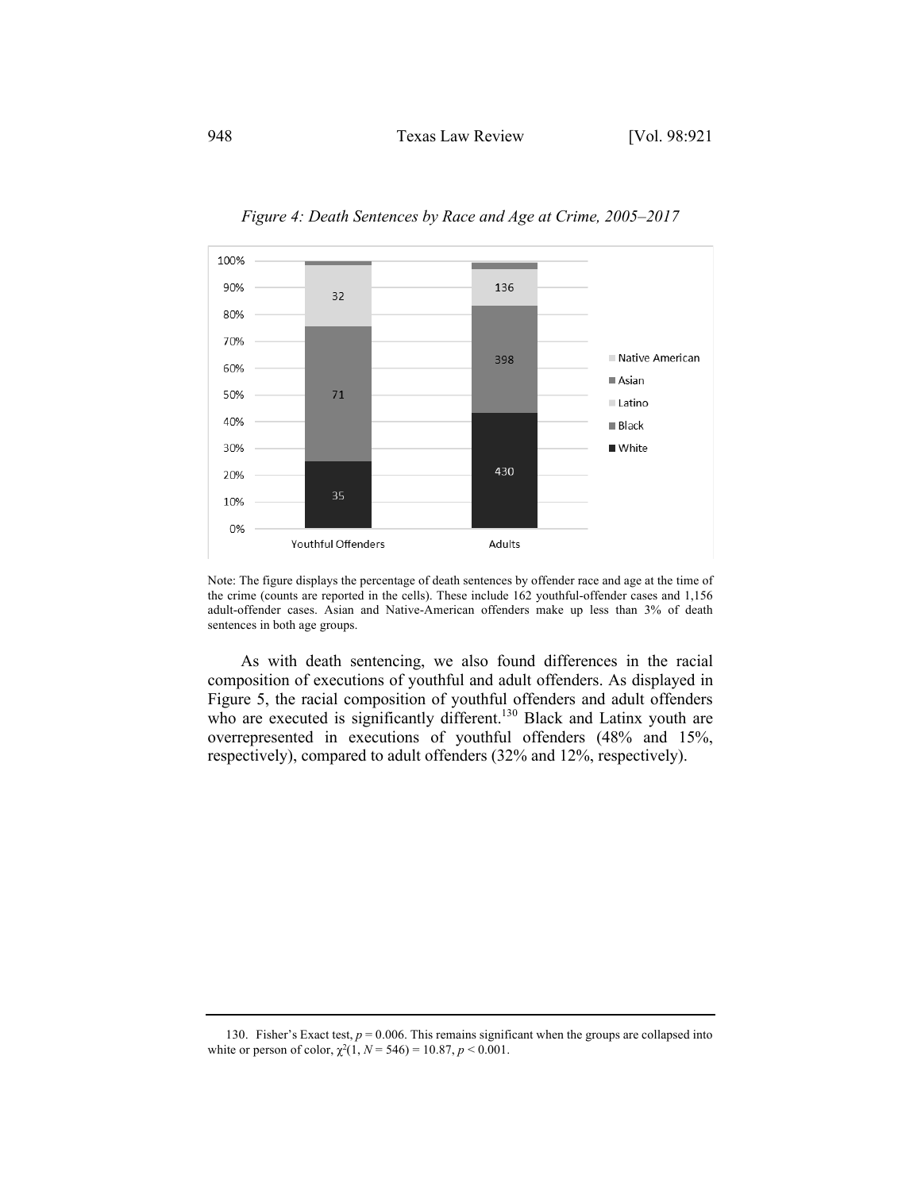*Figure 4: Death Sentences by Race and Age at Crime, 2005–2017*

Note: The figure displays the percentage of death sentences by offender race and age at the time of the crime (counts are reported in the cells). These include 162 youthful-offender cases and 1,156 adult-offender cases. Asian and Native-American offenders make up less than 3% of death sentences in both age groups.

As with death sentencing, we also found differences in the racial composition of executions of youthful and adult offenders. As displayed in Figure 5, the racial composition of youthful offenders and adult offenders who are executed is significantly different.[130] Black and Latinx youth are overrepresented in executions of youthful offenders (48% and 15%, respectively), compared to adult offenders (32% and 12%, respectively).

---

130. Fisher's Exact test, $p = 0.006$. This remains significant when the groups are collapsed into white or person of color, $\chi^2(1, N = 546) = 10.87, p < 0.001$.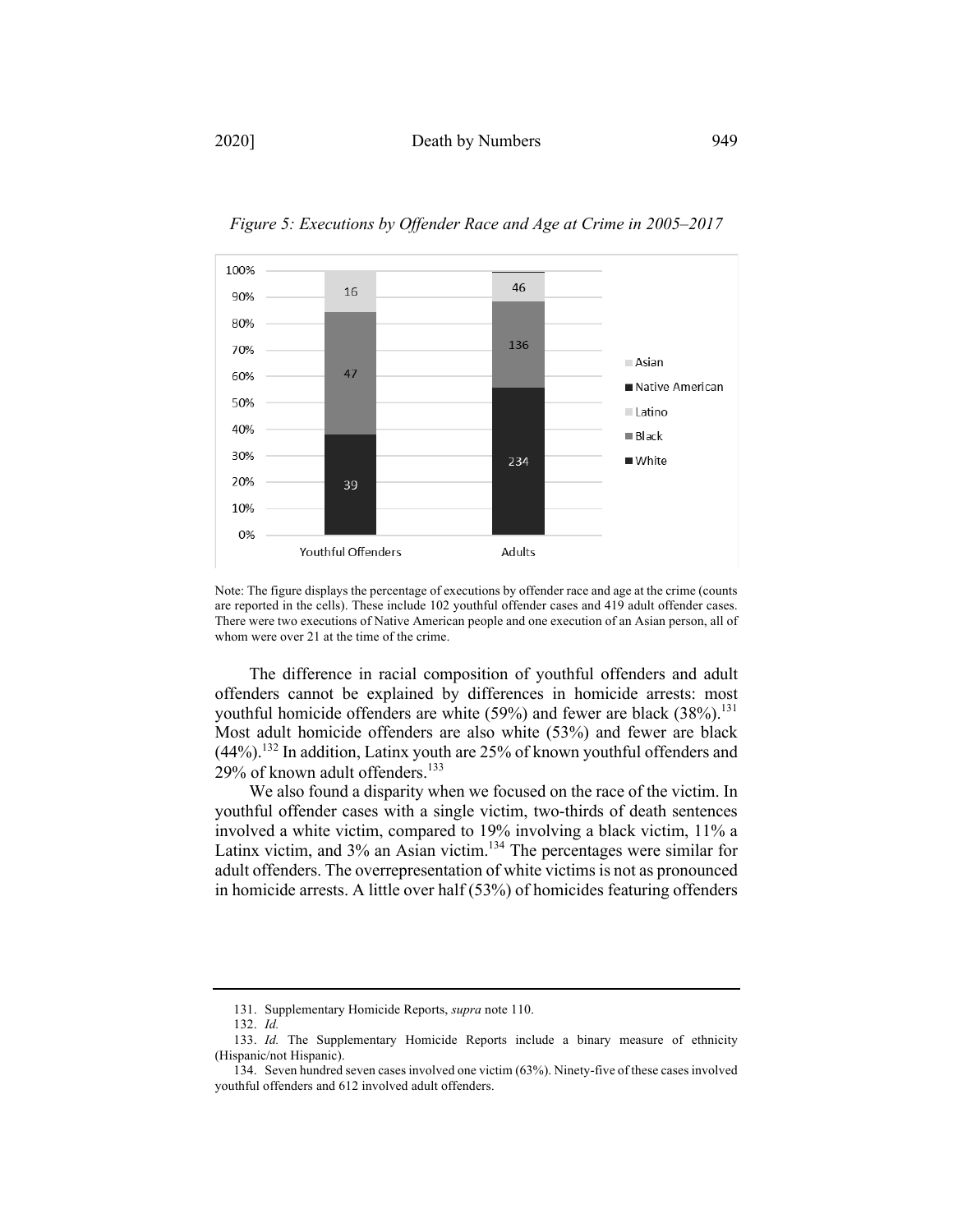*Figure 5: Executions by Offender Race and Age at Crime in 2005–2017*

Note: The figure displays the percentage of executions by offender race and age at the crime (counts are reported in the cells). These include 102 youthful offender cases and 419 adult offender cases. There were two executions of Native American people and one execution of an Asian person, all of whom were over 21 at the time of the crime.

The difference in racial composition of youthful offenders and adult offenders cannot be explained by differences in homicide arrests: most youthful homicide offenders are white (59%) and fewer are black (38%).[131] Most adult homicide offenders are also white (53%) and fewer are black (44%).[132] In addition, Latinx youth are 25% of known youthful offenders and 29% of known adult offenders.[133]

We also found a disparity when we focused on the race of the victim. In youthful offender cases with a single victim, two-thirds of death sentences involved a white victim, compared to 19% involving a black victim, 11% a Latinx victim, and 3% an Asian victim.[134] The percentages were similar for adult offenders. The overrepresentation of white victims is not as pronounced in homicide arrests. A little over half (53%) of homicides featuring offenders

---

131. Supplementary Homicide Reports, *supra* note 110.

132. *Id.*

133. *Id.* The Supplementary Homicide Reports include a binary measure of ethnicity (Hispanic/not Hispanic).

134. Seven hundred seven cases involved one victim (63%). Ninety-five of these cases involved youthful offenders and 612 involved adult offenders.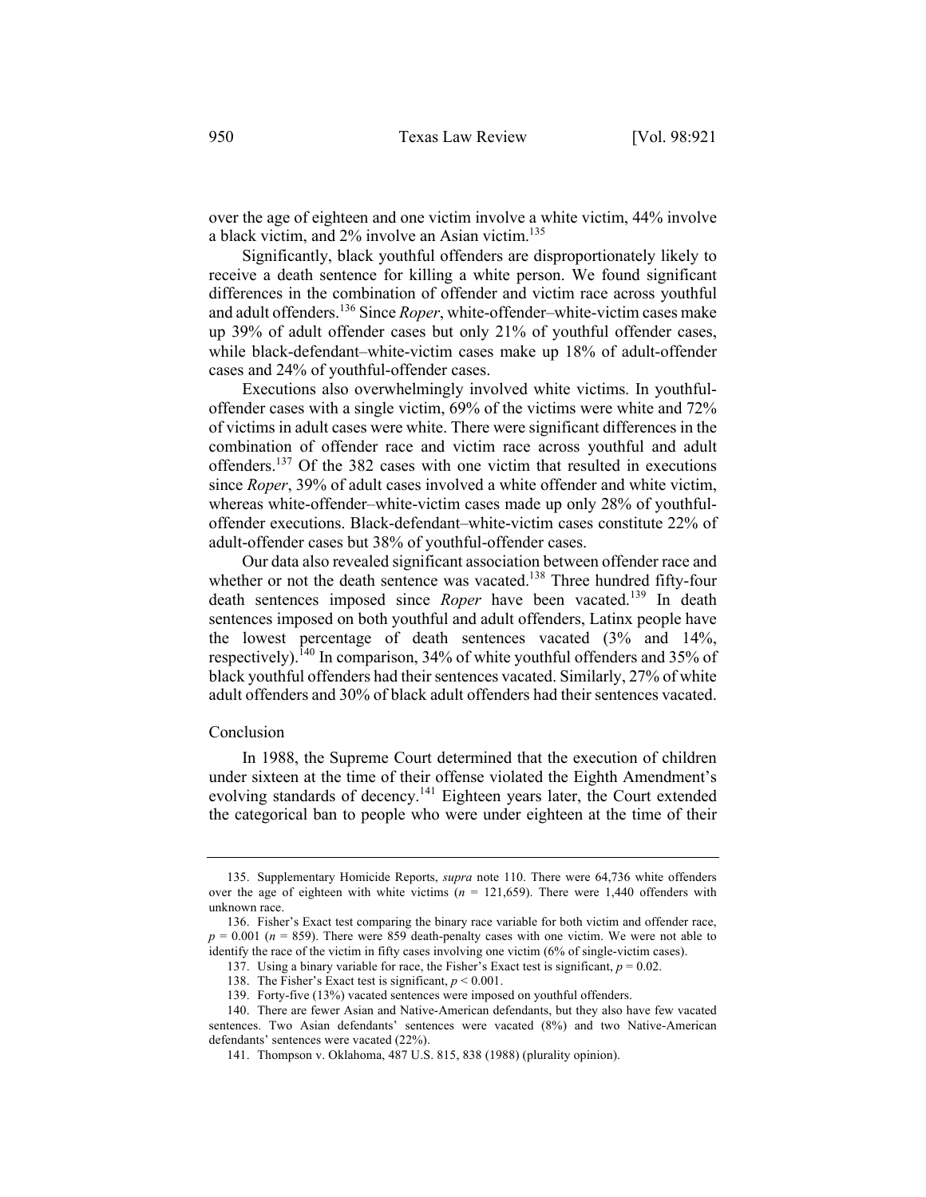over the age of eighteen and one victim involve a white victim, 44% involve a black victim, and 2% involve an Asian victim.[135]

Significantly, black youthful offenders are disproportionately likely to receive a death sentence for killing a white person. We found significant differences in the combination of offender and victim race across youthful and adult offenders.[136] Since *Roper*, white-offender–white-victim cases make up 39% of adult offender cases but only 21% of youthful offender cases, while black-defendant–white-victim cases make up 18% of adult-offender cases and 24% of youthful-offender cases.

Executions also overwhelmingly involved white victims. In youthful-offender cases with a single victim, 69% of the victims were white and 72% of victims in adult cases were white. There were significant differences in the combination of offender race and victim race across youthful and adult offenders.[137] Of the 382 cases with one victim that resulted in executions since *Roper*, 39% of adult cases involved a white offender and white victim, whereas white-offender–white-victim cases made up only 28% of youthful-offender executions. Black-defendant–white-victim cases constitute 22% of adult-offender cases but 38% of youthful-offender cases.

Our data also revealed significant association between offender race and whether or not the death sentence was vacated.[138] Three hundred fifty-four death sentences imposed since *Roper* have been vacated.[139] In death sentences imposed on both youthful and adult offenders, Latinx people have the lowest percentage of death sentences vacated (3% and 14%, respectively).[140] In comparison, 34% of white youthful offenders and 35% of black youthful offenders had their sentences vacated. Similarly, 27% of white adult offenders and 30% of black adult offenders had their sentences vacated.

## Conclusion

In 1988, the Supreme Court determined that the execution of children under sixteen at the time of their offense violated the Eighth Amendment's evolving standards of decency.[141] Eighteen years later, the Court extended the categorical ban to people who were under eighteen at the time of their

---

135. Supplementary Homicide Reports, *supra* note 110. There were 64,736 white offenders over the age of eighteen with white victims ($n$ = 121,659). There were 1,440 offenders with unknown race.

136. Fisher's Exact test comparing the binary race variable for both victim and offender race, $p = 0.001$ ($n = 859$). There were 859 death-penalty cases with one victim. We were not able to identify the race of the victim in fifty cases involving one victim (6% of single-victim cases).

137. Using a binary variable for race, the Fisher's Exact test is significant, $p = 0.02$.

138. The Fisher's Exact test is significant, $p < 0.001$.

139. Forty-five (13%) vacated sentences were imposed on youthful offenders.

140. There are fewer Asian and Native-American defendants, but they also have few vacated sentences. Two Asian defendants' sentences were vacated (8%) and two Native-American defendants' sentences were vacated (22%).

141. Thompson v. Oklahoma, 487 U.S. 815, 838 (1988) (plurality opinion).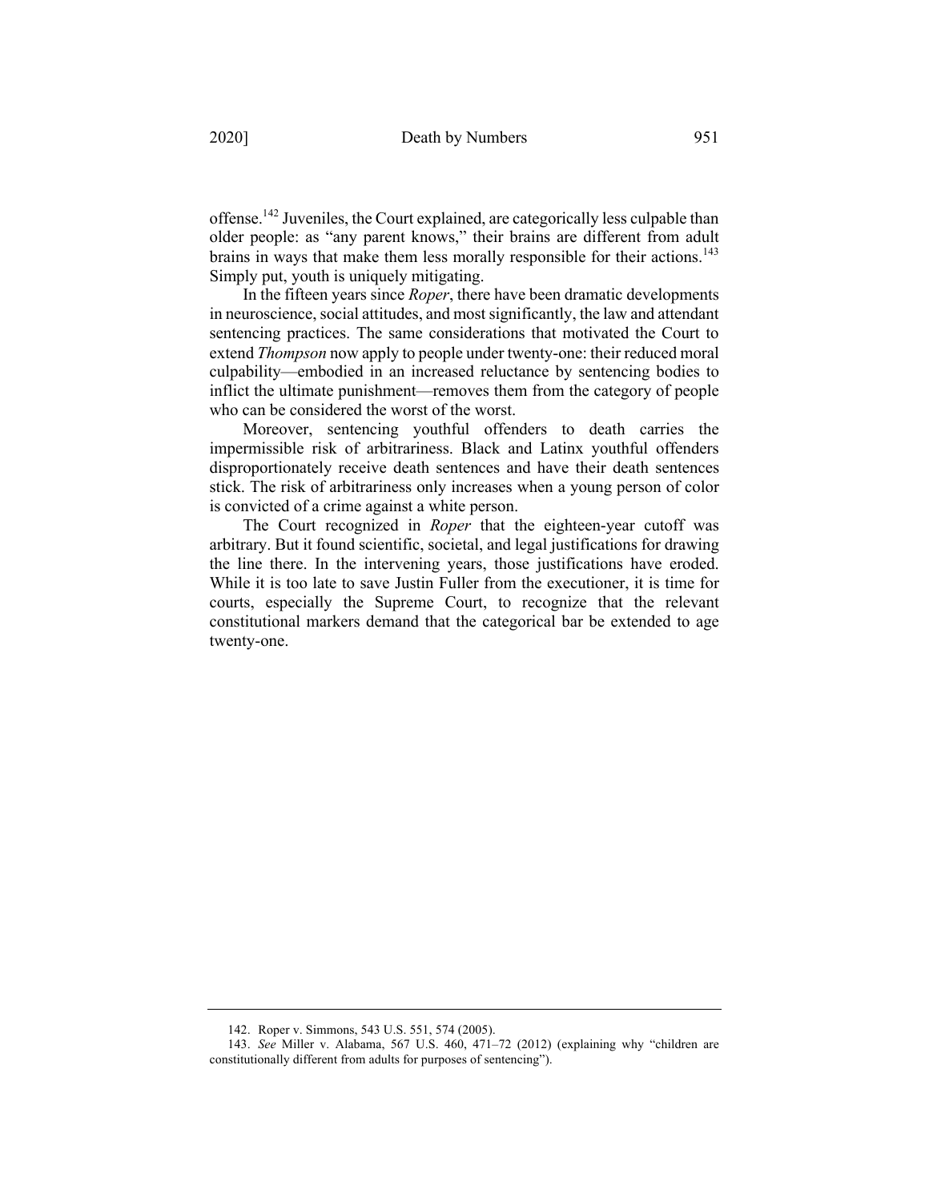offense.[142] Juveniles, the Court explained, are categorically less culpable than older people: as "any parent knows," their brains are different from adult brains in ways that make them less morally responsible for their actions.[143] Simply put, youth is uniquely mitigating.

In the fifteen years since *Roper*, there have been dramatic developments in neuroscience, social attitudes, and most significantly, the law and attendant sentencing practices. The same considerations that motivated the Court to extend *Thompson* now apply to people under twenty-one: their reduced moral culpability—embodied in an increased reluctance by sentencing bodies to inflict the ultimate punishment—removes them from the category of people who can be considered the worst of the worst.

Moreover, sentencing youthful offenders to death carries the impermissible risk of arbitrariness. Black and Latinx youthful offenders disproportionately receive death sentences and have their death sentences stick. The risk of arbitrariness only increases when a young person of color is convicted of a crime against a white person.

The Court recognized in *Roper* that the eighteen-year cutoff was arbitrary. But it found scientific, societal, and legal justifications for drawing the line there. In the intervening years, those justifications have eroded. While it is too late to save Justin Fuller from the executioner, it is time for courts, especially the Supreme Court, to recognize that the relevant constitutional markers demand that the categorical bar be extended to age twenty-one.

---

142. Roper v. Simmons, 543 U.S. 551, 574 (2005).

143. *See* Miller v. Alabama, 567 U.S. 460, 471–72 (2012) (explaining why "children are constitutionally different from adults for purposes of sentencing").